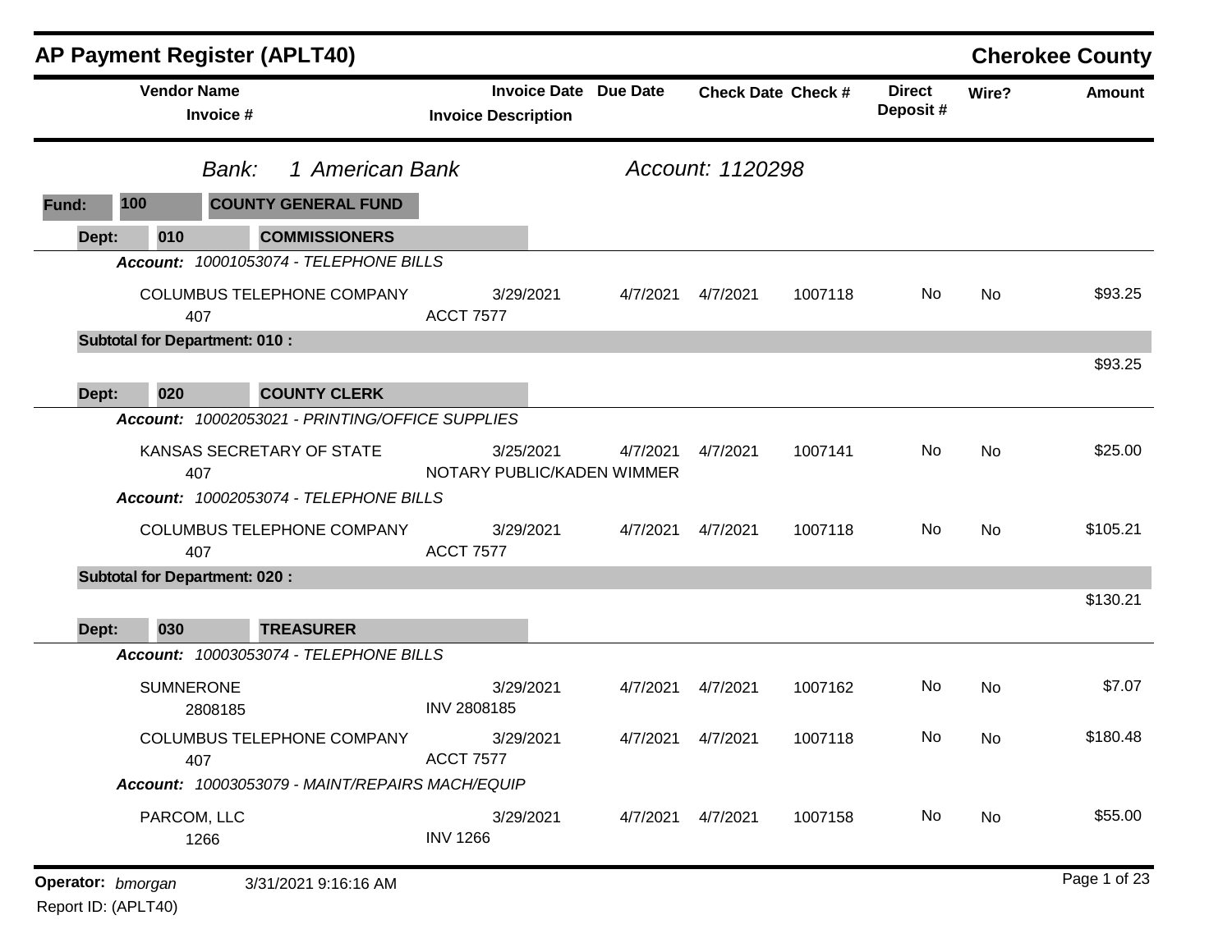# AP Payment Register (APLT40)

## Cherokee County

**Bank:** 1 American Bank — **Account:** 1120298

**Fund:** 100 — COUNTY GENERAL FUND

| Vendor Name / Invoice # | Invoice Date / Invoice Description | Due Date | Check Date | Check # | Direct Deposit # | Wire? | Amount |
|---|---|---|---|---|---|---|---|
| **Dept: 010 — COMMISSIONERS** | | | | | | | |
| *Account: 10001053074 - TELEPHONE BILLS* | | | | | | | |
| COLUMBUS TELEPHONE COMPANY<br>407 | 3/29/2021<br>ACCT 7577 | 4/7/2021 | 4/7/2021 | 1007118 | No | No | $93.25 |
| **Subtotal for Department: 010 :** | | | | | | | $93.25 |
| **Dept: 020 — COUNTY CLERK** | | | | | | | |
| *Account: 10002053021 - PRINTING/OFFICE SUPPLIES* | | | | | | | |
| KANSAS SECRETARY OF STATE<br>407 | 3/25/2021<br>NOTARY PUBLIC/KADEN WIMMER | 4/7/2021 | 4/7/2021 | 1007141 | No | No | $25.00 |
| *Account: 10002053074 - TELEPHONE BILLS* | | | | | | | |
| COLUMBUS TELEPHONE COMPANY<br>407 | 3/29/2021<br>ACCT 7577 | 4/7/2021 | 4/7/2021 | 1007118 | No | No | $105.21 |
| **Subtotal for Department: 020 :** | | | | | | | $130.21 |
| **Dept: 030 — TREASURER** | | | | | | | |
| *Account: 10003053074 - TELEPHONE BILLS* | | | | | | | |
| SUMNERONE<br>2808185 | 3/29/2021<br>INV 2808185 | 4/7/2021 | 4/7/2021 | 1007162 | No | No | $7.07 |
| COLUMBUS TELEPHONE COMPANY<br>407 | 3/29/2021<br>ACCT 7577 | 4/7/2021 | 4/7/2021 | 1007118 | No | No | $180.48 |
| *Account: 10003053079 - MAINT/REPAIRS MACH/EQUIP* | | | | | | | |
| PARCOM, LLC<br>1266 | 3/29/2021<br>INV 1266 | 4/7/2021 | 4/7/2021 | 1007158 | No | No | $55.00 |

**Operator:** *bmorgan* 3/31/2021 9:16:16 AM
Report ID: (APLT40)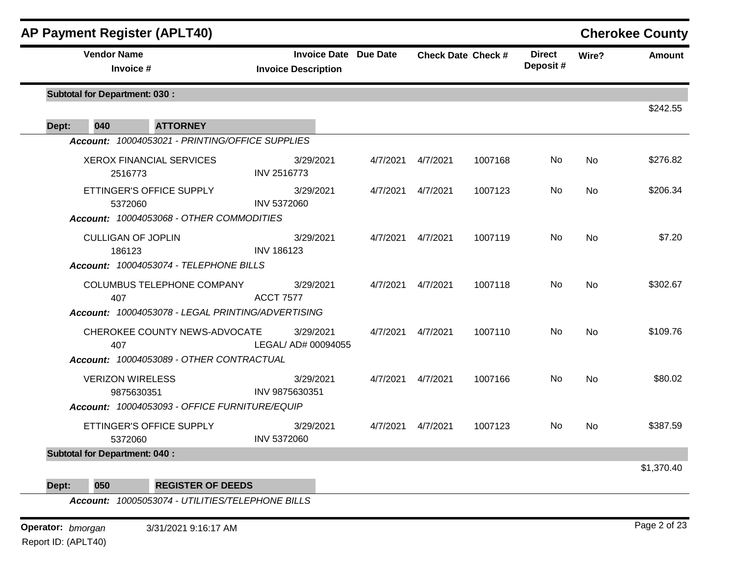## AP Payment Register (APLT40) — Cherokee County

| Vendor Name / Invoice # | Invoice Date / Invoice Description | Due Date | Check Date | Check # | Direct Deposit # | Wire? | Amount |
|---|---|---|---|---|---|---|---|
| **Subtotal for Department: 030 :** | | | | | | | $242.55 |
| **Dept: 040 ATTORNEY** | | | | | | | |
| ***Account: 10004053021 - PRINTING/OFFICE SUPPLIES*** | | | | | | | |
| XEROX FINANCIAL SERVICES 2516773 | 3/29/2021 INV 2516773 | 4/7/2021 | 4/7/2021 | 1007168 | No | No | $276.82 |
| ETTINGER'S OFFICE SUPPLY 5372060 | 3/29/2021 INV 5372060 | 4/7/2021 | 4/7/2021 | 1007123 | No | No | $206.34 |
| ***Account: 10004053068 - OTHER COMMODITIES*** | | | | | | | |
| CULLIGAN OF JOPLIN 186123 | 3/29/2021 INV 186123 | 4/7/2021 | 4/7/2021 | 1007119 | No | No | $7.20 |
| ***Account: 10004053074 - TELEPHONE BILLS*** | | | | | | | |
| COLUMBUS TELEPHONE COMPANY 407 | 3/29/2021 ACCT 7577 | 4/7/2021 | 4/7/2021 | 1007118 | No | No | $302.67 |
| ***Account: 10004053078 - LEGAL PRINTING/ADVERTISING*** | | | | | | | |
| CHEROKEE COUNTY NEWS-ADVOCATE 407 | 3/29/2021 LEGAL/ AD# 00094055 | 4/7/2021 | 4/7/2021 | 1007110 | No | No | $109.76 |
| ***Account: 10004053089 - OTHER CONTRACTUAL*** | | | | | | | |
| VERIZON WIRELESS 9875630351 | 3/29/2021 INV 9875630351 | 4/7/2021 | 4/7/2021 | 1007166 | No | No | $80.02 |
| ***Account: 10004053093 - OFFICE FURNITURE/EQUIP*** | | | | | | | |
| ETTINGER'S OFFICE SUPPLY 5372060 | 3/29/2021 INV 5372060 | 4/7/2021 | 4/7/2021 | 1007123 | No | No | $387.59 |
| **Subtotal for Department: 040 :** | | | | | | | $1,370.40 |
| **Dept: 050 REGISTER OF DEEDS** | | | | | | | |
| ***Account: 10005053074 - UTILITIES/TELEPHONE BILLS*** | | | | | | | |

**Operator:** *bmorgan* 3/31/2021 9:16:17 AM

Report ID: (APLT40)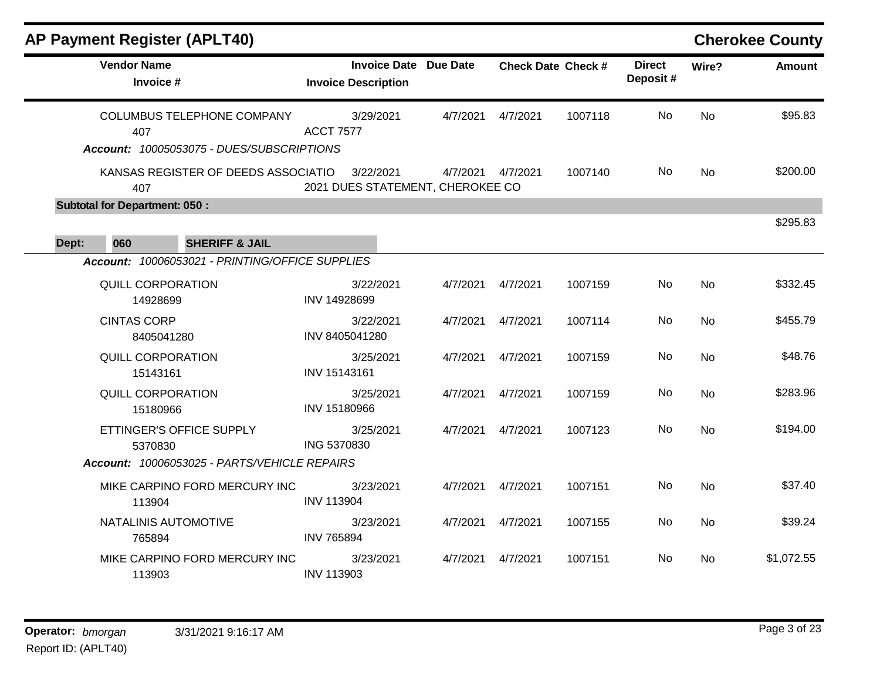## AP Payment Register (APLT40)

**Cherokee County**

| Vendor Name / Invoice # | Invoice Date / Invoice Description | Due Date | Check Date | Check # | Direct Deposit # | Wire? | Amount |
|---|---|---|---|---|---|---|---|
| COLUMBUS TELEPHONE COMPANY<br>407 | 3/29/2021<br>ACCT 7577 | 4/7/2021 | 4/7/2021 | 1007118 | No | No | $95.83 |
| ***Account:*** *10005053075 - DUES/SUBSCRIPTIONS* | | | | | | | |
| KANSAS REGISTER OF DEEDS ASSOCIATIO<br>407 | 3/22/2021<br>2021 DUES STATEMENT, CHEROKEE CO | 4/7/2021 | 4/7/2021 | 1007140 | No | No | $200.00 |
| **Subtotal for Department: 050 :** | | | | | | | $295.83 |
| **Dept: 060 SHERIFF & JAIL** | | | | | | | |
| ***Account:*** *10006053021 - PRINTING/OFFICE SUPPLIES* | | | | | | | |
| QUILL CORPORATION<br>14928699 | 3/22/2021<br>INV 14928699 | 4/7/2021 | 4/7/2021 | 1007159 | No | No | $332.45 |
| CINTAS CORP<br>8405041280 | 3/22/2021<br>INV 8405041280 | 4/7/2021 | 4/7/2021 | 1007114 | No | No | $455.79 |
| QUILL CORPORATION<br>15143161 | 3/25/2021<br>INV 15143161 | 4/7/2021 | 4/7/2021 | 1007159 | No | No | $48.76 |
| QUILL CORPORATION<br>15180966 | 3/25/2021<br>INV 15180966 | 4/7/2021 | 4/7/2021 | 1007159 | No | No | $283.96 |
| ETTINGER'S OFFICE SUPPLY<br>5370830 | 3/25/2021<br>ING 5370830 | 4/7/2021 | 4/7/2021 | 1007123 | No | No | $194.00 |
| ***Account:*** *10006053025 - PARTS/VEHICLE REPAIRS* | | | | | | | |
| MIKE CARPINO FORD MERCURY INC<br>113904 | 3/23/2021<br>INV 113904 | 4/7/2021 | 4/7/2021 | 1007151 | No | No | $37.40 |
| NATALINIS AUTOMOTIVE<br>765894 | 3/23/2021<br>INV 765894 | 4/7/2021 | 4/7/2021 | 1007155 | No | No | $39.24 |
| MIKE CARPINO FORD MERCURY INC<br>113903 | 3/23/2021<br>INV 113903 | 4/7/2021 | 4/7/2021 | 1007151 | No | No | $1,072.55 |

**Operator:** *bmorgan* 3/31/2021 9:16:17 AM

Report ID: (APLT40)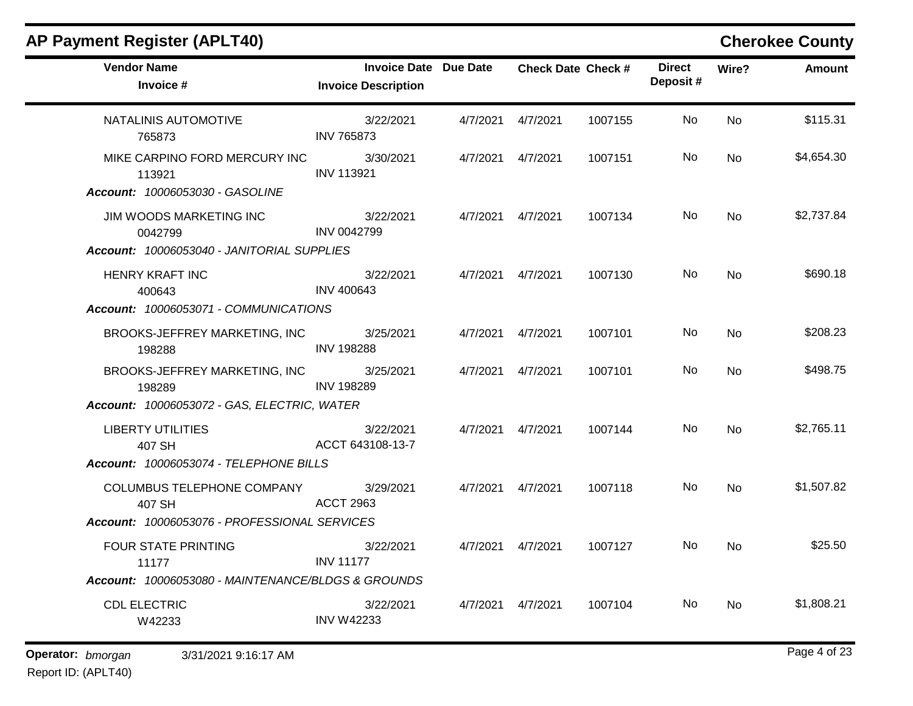## AP Payment Register (APLT40)

**Cherokee County**

| Vendor Name / Invoice # | Invoice Date / Invoice Description | Due Date | Check Date | Check # | Direct Deposit # | Wire? | Amount |
|---|---|---|---|---|---|---|---|
| NATALINIS AUTOMOTIVE<br>765873 | 3/22/2021<br>INV 765873 | 4/7/2021 | 4/7/2021 | 1007155 | No | No | $115.31 |
| MIKE CARPINO FORD MERCURY INC<br>113921 | 3/30/2021<br>INV 113921 | 4/7/2021 | 4/7/2021 | 1007151 | No | No | $4,654.30 |
| ***Account:*** *10006053030 - GASOLINE* | | | | | | | |
| JIM WOODS MARKETING INC<br>0042799 | 3/22/2021<br>INV 0042799 | 4/7/2021 | 4/7/2021 | 1007134 | No | No | $2,737.84 |
| ***Account:*** *10006053040 - JANITORIAL SUPPLIES* | | | | | | | |
| HENRY KRAFT INC<br>400643 | 3/22/2021<br>INV 400643 | 4/7/2021 | 4/7/2021 | 1007130 | No | No | $690.18 |
| ***Account:*** *10006053071 - COMMUNICATIONS* | | | | | | | |
| BROOKS-JEFFREY MARKETING, INC<br>198288 | 3/25/2021<br>INV 198288 | 4/7/2021 | 4/7/2021 | 1007101 | No | No | $208.23 |
| BROOKS-JEFFREY MARKETING, INC<br>198289 | 3/25/2021<br>INV 198289 | 4/7/2021 | 4/7/2021 | 1007101 | No | No | $498.75 |
| ***Account:*** *10006053072 - GAS, ELECTRIC, WATER* | | | | | | | |
| LIBERTY UTILITIES<br>407 SH | 3/22/2021<br>ACCT 643108-13-7 | 4/7/2021 | 4/7/2021 | 1007144 | No | No | $2,765.11 |
| ***Account:*** *10006053074 - TELEPHONE BILLS* | | | | | | | |
| COLUMBUS TELEPHONE COMPANY<br>407 SH | 3/29/2021<br>ACCT 2963 | 4/7/2021 | 4/7/2021 | 1007118 | No | No | $1,507.82 |
| ***Account:*** *10006053076 - PROFESSIONAL SERVICES* | | | | | | | |
| FOUR STATE PRINTING<br>11177 | 3/22/2021<br>INV 11177 | 4/7/2021 | 4/7/2021 | 1007127 | No | No | $25.50 |
| ***Account:*** *10006053080 - MAINTENANCE/BLDGS & GROUNDS* | | | | | | | |
| CDL ELECTRIC<br>W42233 | 3/22/2021<br>INV W42233 | 4/7/2021 | 4/7/2021 | 1007104 | No | No | $1,808.21 |

**Operator:** *bmorgan* 3/31/2021 9:16:17 AM

Report ID: (APLT40)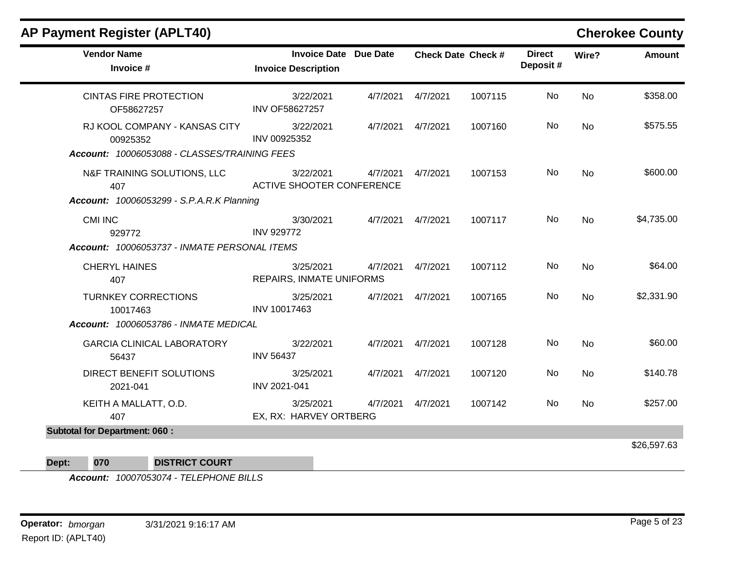## AP Payment Register (APLT40)

**Cherokee County**

| Vendor Name / Invoice # | Invoice Date / Invoice Description | Due Date | Check Date | Check # | Direct Deposit # | Wire? | Amount |
|---|---|---|---|---|---|---|---|
| CINTAS FIRE PROTECTION<br>OF58627257 | 3/22/2021<br>INV OF58627257 | 4/7/2021 | 4/7/2021 | 1007115 | No | No | $358.00 |
| RJ KOOL COMPANY - KANSAS CITY<br>00925352 | 3/22/2021<br>INV 00925352 | 4/7/2021 | 4/7/2021 | 1007160 | No | No | $575.55 |
| ***Account:** 10006053088 - CLASSES/TRAINING FEES* | | | | | | | |
| N&F TRAINING SOLUTIONS, LLC<br>407 | 3/22/2021<br>ACTIVE SHOOTER CONFERENCE | 4/7/2021 | 4/7/2021 | 1007153 | No | No | $600.00 |
| ***Account:** 10006053299 - S.P.A.R.K Planning* | | | | | | | |
| CMI INC<br>929772 | 3/30/2021<br>INV 929772 | 4/7/2021 | 4/7/2021 | 1007117 | No | No | $4,735.00 |
| ***Account:** 10006053737 - INMATE PERSONAL ITEMS* | | | | | | | |
| CHERYL HAINES<br>407 | 3/25/2021<br>REPAIRS, INMATE UNIFORMS | 4/7/2021 | 4/7/2021 | 1007112 | No | No | $64.00 |
| TURNKEY CORRECTIONS<br>10017463 | 3/25/2021<br>INV 10017463 | 4/7/2021 | 4/7/2021 | 1007165 | No | No | $2,331.90 |
| ***Account:** 10006053786 - INMATE MEDICAL* | | | | | | | |
| GARCIA CLINICAL LABORATORY<br>56437 | 3/22/2021<br>INV 56437 | 4/7/2021 | 4/7/2021 | 1007128 | No | No | $60.00 |
| DIRECT BENEFIT SOLUTIONS<br>2021-041 | 3/25/2021<br>INV 2021-041 | 4/7/2021 | 4/7/2021 | 1007120 | No | No | $140.78 |
| KEITH A MALLATT, O.D.<br>407 | 3/25/2021<br>EX, RX: HARVEY ORTBERG | 4/7/2021 | 4/7/2021 | 1007142 | No | No | $257.00 |
| **Subtotal for Department: 060 :** | | | | | | | $26,597.63 |

**Dept: 070 DISTRICT COURT**

***Account:** 10007053074 - TELEPHONE BILLS*

**Operator:** *bmorgan* 3/31/2021 9:16:17 AM

Report ID: (APLT40)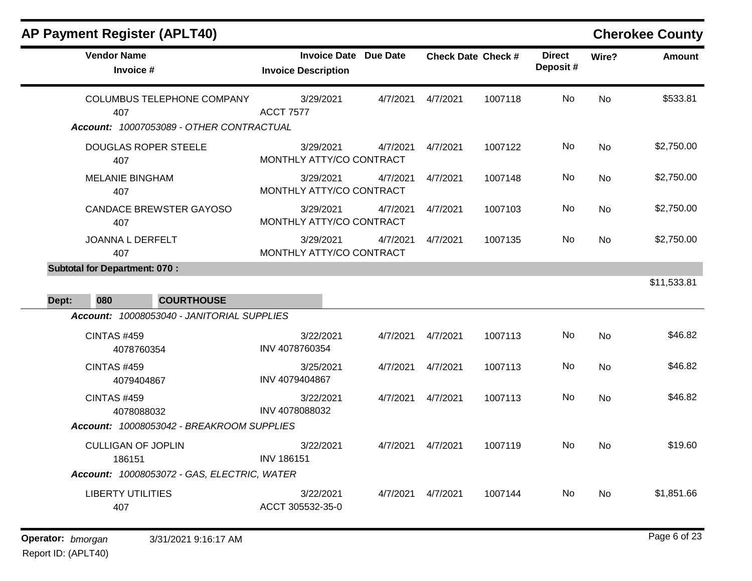# AP Payment Register (APLT40)

## Cherokee County

| Vendor Name / Invoice # | Invoice Date / Invoice Description | Due Date | Check Date | Check # | Direct Deposit # | Wire? | Amount |
|---|---|---|---|---|---|---|---|
| COLUMBUS TELEPHONE COMPANY<br>407 | 3/29/2021<br>ACCT 7577 | 4/7/2021 | 4/7/2021 | 1007118 | No | No | $533.81 |
| ***Account:*** *10007053089 - OTHER CONTRACTUAL* | | | | | | | |
| DOUGLAS ROPER STEELE<br>407 | 3/29/2021<br>MONTHLY ATTY/CO CONTRACT | 4/7/2021 | 4/7/2021 | 1007122 | No | No | $2,750.00 |
| MELANIE BINGHAM<br>407 | 3/29/2021<br>MONTHLY ATTY/CO CONTRACT | 4/7/2021 | 4/7/2021 | 1007148 | No | No | $2,750.00 |
| CANDACE BREWSTER GAYOSO<br>407 | 3/29/2021<br>MONTHLY ATTY/CO CONTRACT | 4/7/2021 | 4/7/2021 | 1007103 | No | No | $2,750.00 |
| JOANNA L DERFELT<br>407 | 3/29/2021<br>MONTHLY ATTY/CO CONTRACT | 4/7/2021 | 4/7/2021 | 1007135 | No | No | $2,750.00 |
| **Subtotal for Department: 070 :** | | | | | | | $11,533.81 |
| **Dept: 080 COURTHOUSE** | | | | | | | |
| ***Account:*** *10008053040 - JANITORIAL SUPPLIES* | | | | | | | |
| CINTAS #459<br>4078760354 | 3/22/2021<br>INV 4078760354 | 4/7/2021 | 4/7/2021 | 1007113 | No | No | $46.82 |
| CINTAS #459<br>4079404867 | 3/25/2021<br>INV 4079404867 | 4/7/2021 | 4/7/2021 | 1007113 | No | No | $46.82 |
| CINTAS #459<br>4078088032 | 3/22/2021<br>INV 4078088032 | 4/7/2021 | 4/7/2021 | 1007113 | No | No | $46.82 |
| ***Account:*** *10008053042 - BREAKROOM SUPPLIES* | | | | | | | |
| CULLIGAN OF JOPLIN<br>186151 | 3/22/2021<br>INV 186151 | 4/7/2021 | 4/7/2021 | 1007119 | No | No | $19.60 |
| ***Account:*** *10008053072 - GAS, ELECTRIC, WATER* | | | | | | | |
| LIBERTY UTILITIES<br>407 | 3/22/2021<br>ACCT 305532-35-0 | 4/7/2021 | 4/7/2021 | 1007144 | No | No | $1,851.66 |

**Operator:** *bmorgan* 3/31/2021 9:16:17 AM
Report ID: (APLT40)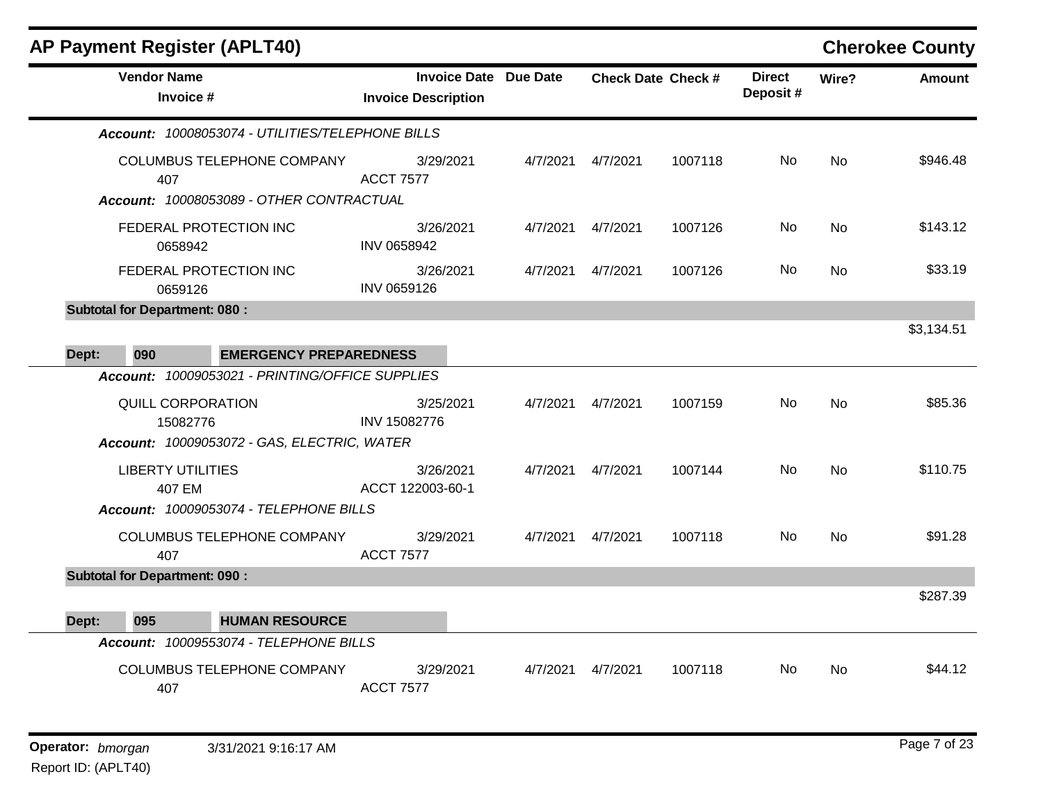# AP Payment Register (APLT40)

## Cherokee County

| Vendor Name / Invoice # | Invoice Date / Invoice Description | Due Date | Check Date | Check # | Direct Deposit # | Wire? | Amount |
|---|---|---|---|---|---|---|---|
| ***Account:*** *10008053074 - UTILITIES/TELEPHONE BILLS* | | | | | | | |
| COLUMBUS TELEPHONE COMPANY 407 | 3/29/2021 ACCT 7577 | 4/7/2021 | 4/7/2021 | 1007118 | No | No | $946.48 |
| ***Account:*** *10008053089 - OTHER CONTRACTUAL* | | | | | | | |
| FEDERAL PROTECTION INC 0658942 | 3/26/2021 INV 0658942 | 4/7/2021 | 4/7/2021 | 1007126 | No | No | $143.12 |
| FEDERAL PROTECTION INC 0659126 | 3/26/2021 INV 0659126 | 4/7/2021 | 4/7/2021 | 1007126 | No | No | $33.19 |
| **Subtotal for Department: 080 :** | | | | | | | $3,134.51 |
| **Dept: 090 EMERGENCY PREPAREDNESS** | | | | | | | |
| ***Account:*** *10009053021 - PRINTING/OFFICE SUPPLIES* | | | | | | | |
| QUILL CORPORATION 15082776 | 3/25/2021 INV 15082776 | 4/7/2021 | 4/7/2021 | 1007159 | No | No | $85.36 |
| ***Account:*** *10009053072 - GAS, ELECTRIC, WATER* | | | | | | | |
| LIBERTY UTILITIES 407 EM | 3/26/2021 ACCT 122003-60-1 | 4/7/2021 | 4/7/2021 | 1007144 | No | No | $110.75 |
| ***Account:*** *10009053074 - TELEPHONE BILLS* | | | | | | | |
| COLUMBUS TELEPHONE COMPANY 407 | 3/29/2021 ACCT 7577 | 4/7/2021 | 4/7/2021 | 1007118 | No | No | $91.28 |
| **Subtotal for Department: 090 :** | | | | | | | $287.39 |
| **Dept: 095 HUMAN RESOURCE** | | | | | | | |
| ***Account:*** *10009553074 - TELEPHONE BILLS* | | | | | | | |
| COLUMBUS TELEPHONE COMPANY 407 | 3/29/2021 ACCT 7577 | 4/7/2021 | 4/7/2021 | 1007118 | No | No | $44.12 |

**Operator:** *bmorgan* 3/31/2021 9:16:17 AM
Report ID: (APLT40)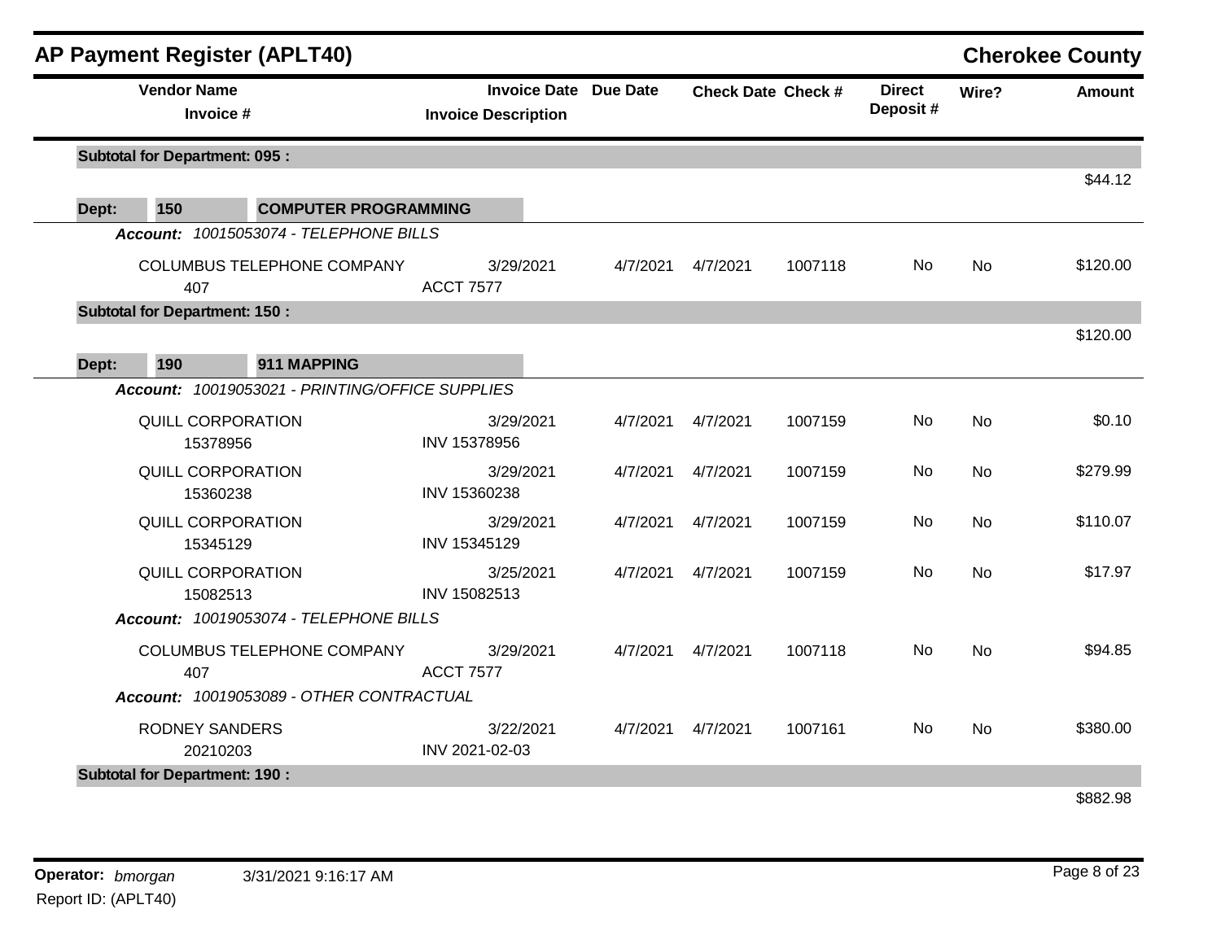## AP Payment Register (APLT40)

**Cherokee County**

| Vendor Name / Invoice # | Invoice Date / Invoice Description | Due Date | Check Date | Check # | Direct Deposit # | Wire? | Amount |
|---|---|---|---|---|---|---|---|
| **Subtotal for Department: 095 :** | | | | | | | $44.12 |
| **Dept: 150 COMPUTER PROGRAMMING** | | | | | | | |
| ***Account: 10015053074 - TELEPHONE BILLS*** | | | | | | | |
| COLUMBUS TELEPHONE COMPANY<br>407 | 3/29/2021<br>ACCT 7577 | 4/7/2021 | 4/7/2021 | 1007118 | No | No | $120.00 |
| **Subtotal for Department: 150 :** | | | | | | | $120.00 |
| **Dept: 190 911 MAPPING** | | | | | | | |
| ***Account: 10019053021 - PRINTING/OFFICE SUPPLIES*** | | | | | | | |
| QUILL CORPORATION<br>15378956 | 3/29/2021<br>INV 15378956 | 4/7/2021 | 4/7/2021 | 1007159 | No | No | $0.10 |
| QUILL CORPORATION<br>15360238 | 3/29/2021<br>INV 15360238 | 4/7/2021 | 4/7/2021 | 1007159 | No | No | $279.99 |
| QUILL CORPORATION<br>15345129 | 3/29/2021<br>INV 15345129 | 4/7/2021 | 4/7/2021 | 1007159 | No | No | $110.07 |
| QUILL CORPORATION<br>15082513 | 3/25/2021<br>INV 15082513 | 4/7/2021 | 4/7/2021 | 1007159 | No | No | $17.97 |
| ***Account: 10019053074 - TELEPHONE BILLS*** | | | | | | | |
| COLUMBUS TELEPHONE COMPANY<br>407 | 3/29/2021<br>ACCT 7577 | 4/7/2021 | 4/7/2021 | 1007118 | No | No | $94.85 |
| ***Account: 10019053089 - OTHER CONTRACTUAL*** | | | | | | | |
| RODNEY SANDERS<br>20210203 | 3/22/2021<br>INV 2021-02-03 | 4/7/2021 | 4/7/2021 | 1007161 | No | No | $380.00 |
| **Subtotal for Department: 190 :** | | | | | | | $882.98 |

**Operator:** *bmorgan* 3/31/2021 9:16:17 AM

Report ID: (APLT40)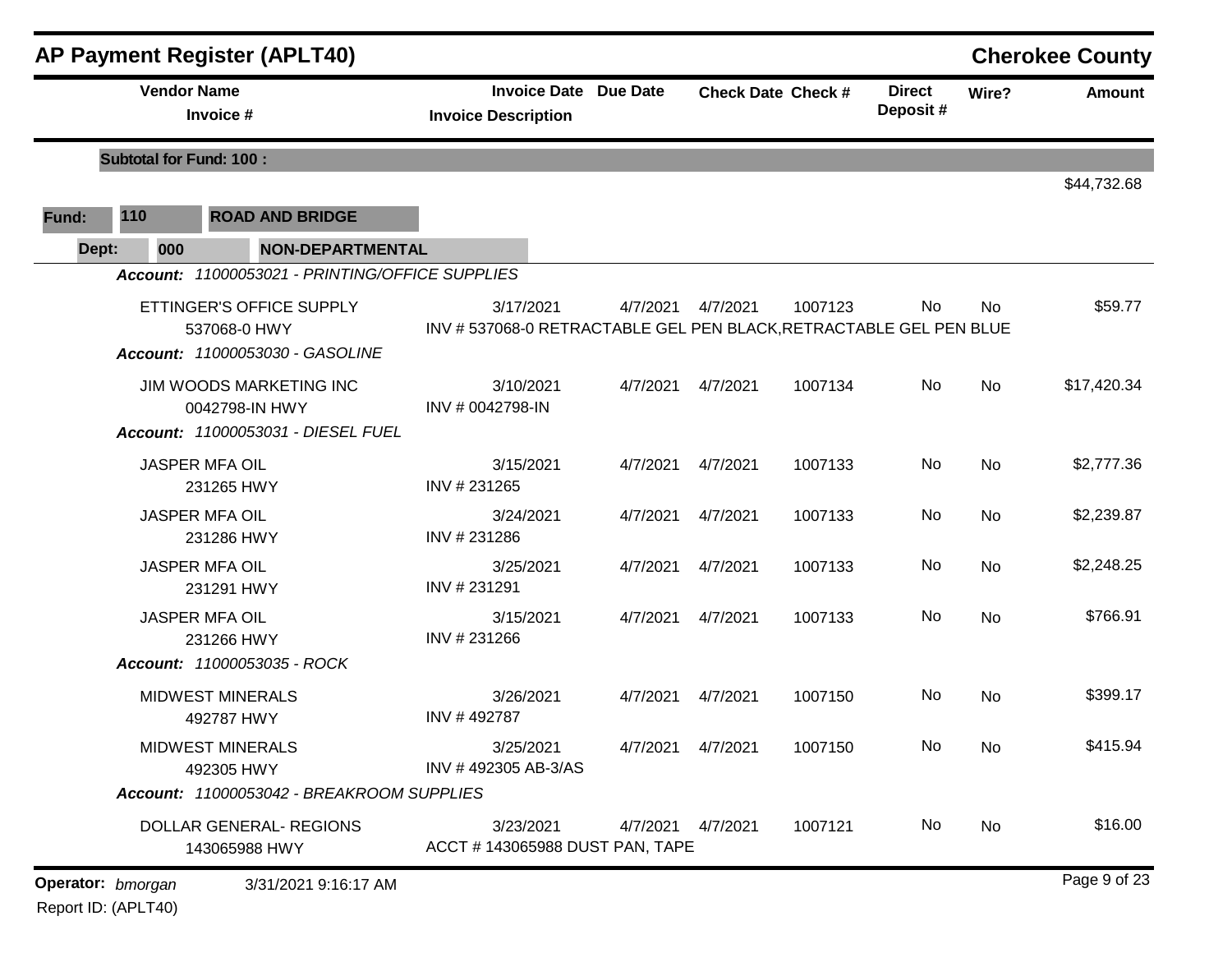## AP Payment Register (APLT40)

**Cherokee County**

| Vendor Name / Invoice # | Invoice Date / Invoice Description | Due Date | Check Date | Check # | Direct Deposit # | Wire? | Amount |
|---|---|---|---|---|---|---|---|
| **Subtotal for Fund: 100 :** | | | | | | | $44,732.68 |

**Fund: 110 ROAD AND BRIDGE**

**Dept: 000 NON-DEPARTMENTAL**

| Vendor Name / Invoice # | Invoice Date / Invoice Description | Due Date | Check Date | Check # | Direct Deposit # | Wire? | Amount |
|---|---|---|---|---|---|---|---|
| ***Account: 11000053021 - PRINTING/OFFICE SUPPLIES*** | | | | | | | |
| ETTINGER'S OFFICE SUPPLY 537068-0 HWY | 3/17/2021 INV # 537068-0 RETRACTABLE GEL PEN BLACK,RETRACTABLE GEL PEN BLUE | 4/7/2021 | 4/7/2021 | 1007123 | No | No | $59.77 |
| ***Account: 11000053030 - GASOLINE*** | | | | | | | |
| JIM WOODS MARKETING INC 0042798-IN HWY | 3/10/2021 INV # 0042798-IN | 4/7/2021 | 4/7/2021 | 1007134 | No | No | $17,420.34 |
| ***Account: 11000053031 - DIESEL FUEL*** | | | | | | | |
| JASPER MFA OIL 231265 HWY | 3/15/2021 INV # 231265 | 4/7/2021 | 4/7/2021 | 1007133 | No | No | $2,777.36 |
| JASPER MFA OIL 231286 HWY | 3/24/2021 INV # 231286 | 4/7/2021 | 4/7/2021 | 1007133 | No | No | $2,239.87 |
| JASPER MFA OIL 231291 HWY | 3/25/2021 INV # 231291 | 4/7/2021 | 4/7/2021 | 1007133 | No | No | $2,248.25 |
| JASPER MFA OIL 231266 HWY | 3/15/2021 INV # 231266 | 4/7/2021 | 4/7/2021 | 1007133 | No | No | $766.91 |
| ***Account: 11000053035 - ROCK*** | | | | | | | |
| MIDWEST MINERALS 492787 HWY | 3/26/2021 INV # 492787 | 4/7/2021 | 4/7/2021 | 1007150 | No | No | $399.17 |
| MIDWEST MINERALS 492305 HWY | 3/25/2021 INV # 492305 AB-3/AS | 4/7/2021 | 4/7/2021 | 1007150 | No | No | $415.94 |
| ***Account: 11000053042 - BREAKROOM SUPPLIES*** | | | | | | | |
| DOLLAR GENERAL- REGIONS 143065988 HWY | 3/23/2021 ACCT # 143065988 DUST PAN, TAPE | 4/7/2021 | 4/7/2021 | 1007121 | No | No | $16.00 |

Operator: *bmorgan* 3/31/2021 9:16:17 AM

Report ID: (APLT40)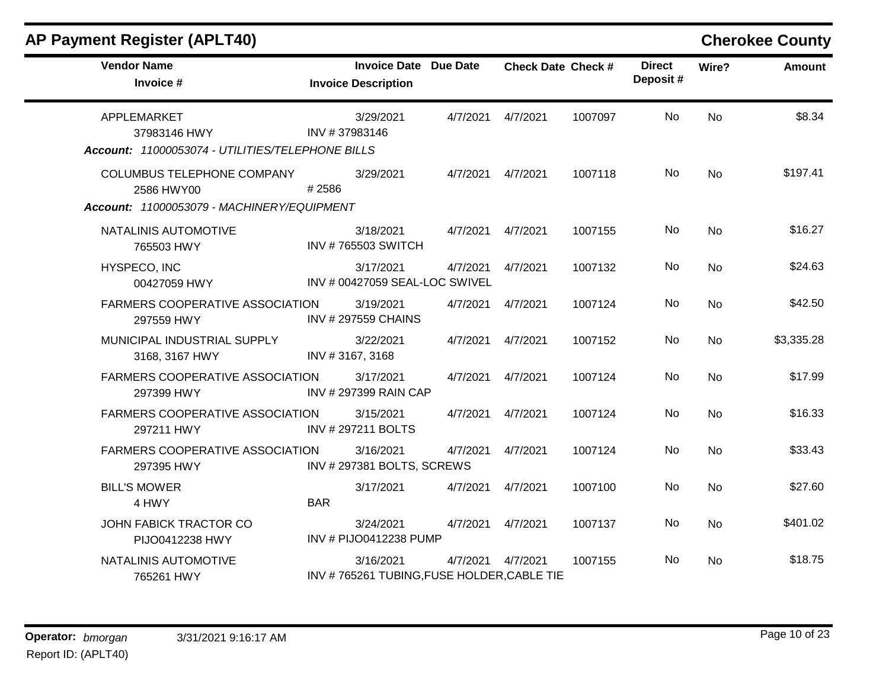## AP Payment Register (APLT40)

**Cherokee County**

| Vendor Name / Invoice # | Invoice Date / Invoice Description | Due Date | Check Date | Check # | Direct Deposit # | Wire? | Amount |
|---|---|---|---|---|---|---|---|
| APPLEMARKET<br>37983146 HWY | 3/29/2021<br>INV # 37983146 | 4/7/2021 | 4/7/2021 | 1007097 | No | No | $8.34 |

*Account: 11000053074 - UTILITIES/TELEPHONE BILLS*

| Vendor Name / Invoice # | Invoice Date / Invoice Description | Due Date | Check Date | Check # | Direct Deposit # | Wire? | Amount |
|---|---|---|---|---|---|---|---|
| COLUMBUS TELEPHONE COMPANY<br>2586 HWY00 | 3/29/2021<br># 2586 | 4/7/2021 | 4/7/2021 | 1007118 | No | No | $197.41 |

*Account: 11000053079 - MACHINERY/EQUIPMENT*

| Vendor Name / Invoice # | Invoice Date / Invoice Description | Due Date | Check Date | Check # | Direct Deposit # | Wire? | Amount |
|---|---|---|---|---|---|---|---|
| NATALINIS AUTOMOTIVE<br>765503 HWY | 3/18/2021<br>INV # 765503 SWITCH | 4/7/2021 | 4/7/2021 | 1007155 | No | No | $16.27 |
| HYSPECO, INC<br>00427059 HWY | 3/17/2021<br>INV # 00427059 SEAL-LOC SWIVEL | 4/7/2021 | 4/7/2021 | 1007132 | No | No | $24.63 |
| FARMERS COOPERATIVE ASSOCIATION<br>297559 HWY | 3/19/2021<br>INV # 297559 CHAINS | 4/7/2021 | 4/7/2021 | 1007124 | No | No | $42.50 |
| MUNICIPAL INDUSTRIAL SUPPLY<br>3168, 3167 HWY | 3/22/2021<br>INV # 3167, 3168 | 4/7/2021 | 4/7/2021 | 1007152 | No | No | $3,335.28 |
| FARMERS COOPERATIVE ASSOCIATION<br>297399 HWY | 3/17/2021<br>INV # 297399 RAIN CAP | 4/7/2021 | 4/7/2021 | 1007124 | No | No | $17.99 |
| FARMERS COOPERATIVE ASSOCIATION<br>297211 HWY | 3/15/2021<br>INV # 297211 BOLTS | 4/7/2021 | 4/7/2021 | 1007124 | No | No | $16.33 |
| FARMERS COOPERATIVE ASSOCIATION<br>297395 HWY | 3/16/2021<br>INV # 297381 BOLTS, SCREWS | 4/7/2021 | 4/7/2021 | 1007124 | No | No | $33.43 |
| BILL'S MOWER<br>4 HWY | 3/17/2021<br>BAR | 4/7/2021 | 4/7/2021 | 1007100 | No | No | $27.60 |
| JOHN FABICK TRACTOR CO<br>PIJO0412238 HWY | 3/24/2021<br>INV # PIJO0412238 PUMP | 4/7/2021 | 4/7/2021 | 1007137 | No | No | $401.02 |
| NATALINIS AUTOMOTIVE<br>765261 HWY | 3/16/2021<br>INV # 765261 TUBING,FUSE HOLDER,CABLE TIE | 4/7/2021 | 4/7/2021 | 1007155 | No | No | $18.75 |

**Operator:** *bmorgan* 3/31/2021 9:16:17 AM

Report ID: (APLT40)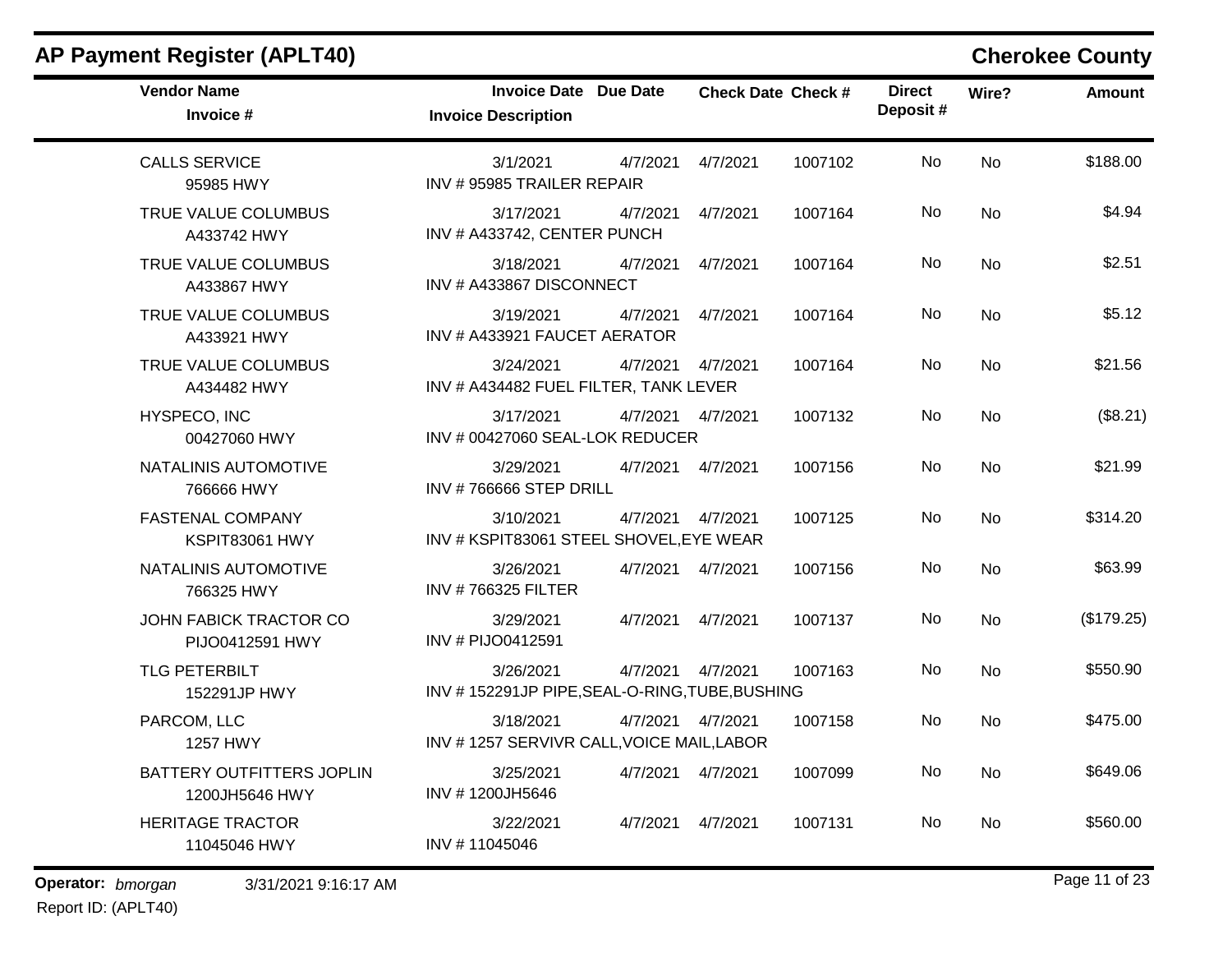## AP Payment Register (APLT40)

**Cherokee County**

| Vendor Name / Invoice # | Invoice Date / Invoice Description | Due Date | Check Date | Check # | Direct Deposit # | Wire? | Amount |
|---|---|---|---|---|---|---|---|
| CALLS SERVICE<br>95985 HWY | 3/1/2021<br>INV # 95985 TRAILER REPAIR | 4/7/2021 | 4/7/2021 | 1007102 | No | No | $188.00 |
| TRUE VALUE COLUMBUS<br>A433742 HWY | 3/17/2021<br>INV # A433742, CENTER PUNCH | 4/7/2021 | 4/7/2021 | 1007164 | No | No | $4.94 |
| TRUE VALUE COLUMBUS<br>A433867 HWY | 3/18/2021<br>INV # A433867 DISCONNECT | 4/7/2021 | 4/7/2021 | 1007164 | No | No | $2.51 |
| TRUE VALUE COLUMBUS<br>A433921 HWY | 3/19/2021<br>INV # A433921 FAUCET AERATOR | 4/7/2021 | 4/7/2021 | 1007164 | No | No | $5.12 |
| TRUE VALUE COLUMBUS<br>A434482 HWY | 3/24/2021<br>INV # A434482 FUEL FILTER, TANK LEVER | 4/7/2021 | 4/7/2021 | 1007164 | No | No | $21.56 |
| HYSPECO, INC<br>00427060 HWY | 3/17/2021<br>INV # 00427060 SEAL-LOK REDUCER | 4/7/2021 | 4/7/2021 | 1007132 | No | No | ($8.21) |
| NATALINIS AUTOMOTIVE<br>766666 HWY | 3/29/2021<br>INV # 766666 STEP DRILL | 4/7/2021 | 4/7/2021 | 1007156 | No | No | $21.99 |
| FASTENAL COMPANY<br>KSPIT83061 HWY | 3/10/2021<br>INV # KSPIT83061 STEEL SHOVEL,EYE WEAR | 4/7/2021 | 4/7/2021 | 1007125 | No | No | $314.20 |
| NATALINIS AUTOMOTIVE<br>766325 HWY | 3/26/2021<br>INV # 766325 FILTER | 4/7/2021 | 4/7/2021 | 1007156 | No | No | $63.99 |
| JOHN FABICK TRACTOR CO<br>PIJO0412591 HWY | 3/29/2021<br>INV # PIJO0412591 | 4/7/2021 | 4/7/2021 | 1007137 | No | No | ($179.25) |
| TLG PETERBILT<br>152291JP HWY | 3/26/2021<br>INV # 152291JP PIPE,SEAL-O-RING,TUBE,BUSHING | 4/7/2021 | 4/7/2021 | 1007163 | No | No | $550.90 |
| PARCOM, LLC<br>1257 HWY | 3/18/2021<br>INV # 1257 SERVIVR CALL,VOICE MAIL,LABOR | 4/7/2021 | 4/7/2021 | 1007158 | No | No | $475.00 |
| BATTERY OUTFITTERS JOPLIN<br>1200JH5646 HWY | 3/25/2021<br>INV # 1200JH5646 | 4/7/2021 | 4/7/2021 | 1007099 | No | No | $649.06 |
| HERITAGE TRACTOR<br>11045046 HWY | 3/22/2021<br>INV # 11045046 | 4/7/2021 | 4/7/2021 | 1007131 | No | No | $560.00 |

**Operator:** *bmorgan* 3/31/2021 9:16:17 AM
Report ID: (APLT40)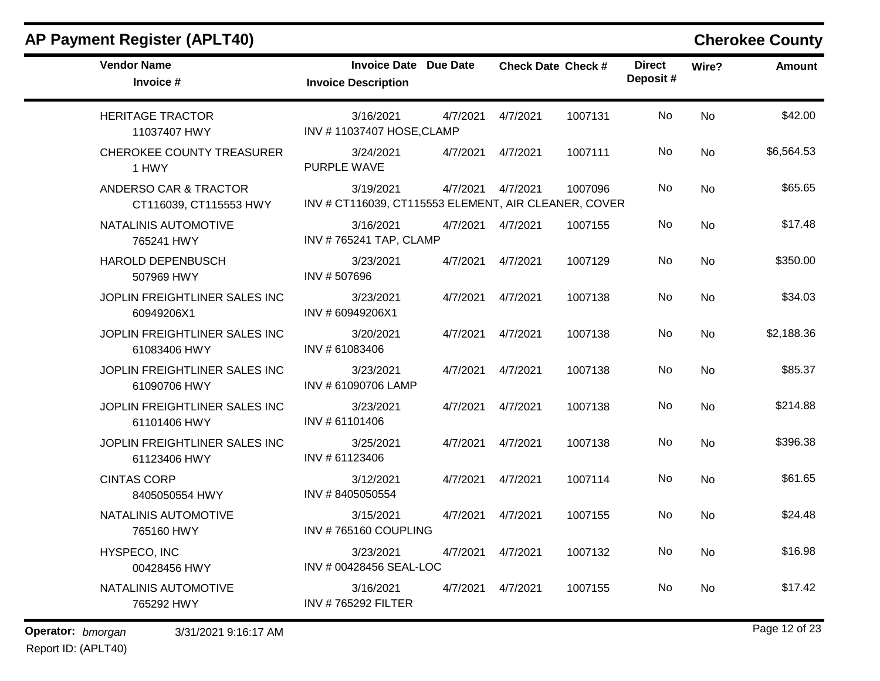## AP Payment Register (APLT40)

**Cherokee County**

| Vendor Name / Invoice # | Invoice Date / Invoice Description | Due Date | Check Date | Check # | Direct Deposit # | Wire? | Amount |
|---|---|---|---|---|---|---|---|
| HERITAGE TRACTOR<br>11037407 HWY | 3/16/2021<br>INV # 11037407 HOSE,CLAMP | 4/7/2021 | 4/7/2021 | 1007131 | No | No | $42.00 |
| CHEROKEE COUNTY TREASURER<br>1 HWY | 3/24/2021<br>PURPLE WAVE | 4/7/2021 | 4/7/2021 | 1007111 | No | No | $6,564.53 |
| ANDERSO CAR & TRACTOR<br>CT116039, CT115553 HWY | 3/19/2021<br>INV # CT116039, CT115553 ELEMENT, AIR CLEANER, COVER | 4/7/2021 | 4/7/2021 | 1007096 | No | No | $65.65 |
| NATALINIS AUTOMOTIVE<br>765241 HWY | 3/16/2021<br>INV # 765241 TAP, CLAMP | 4/7/2021 | 4/7/2021 | 1007155 | No | No | $17.48 |
| HAROLD DEPENBUSCH<br>507969 HWY | 3/23/2021<br>INV # 507696 | 4/7/2021 | 4/7/2021 | 1007129 | No | No | $350.00 |
| JOPLIN FREIGHTLINER SALES INC<br>60949206X1 | 3/23/2021<br>INV # 60949206X1 | 4/7/2021 | 4/7/2021 | 1007138 | No | No | $34.03 |
| JOPLIN FREIGHTLINER SALES INC<br>61083406 HWY | 3/20/2021<br>INV # 61083406 | 4/7/2021 | 4/7/2021 | 1007138 | No | No | $2,188.36 |
| JOPLIN FREIGHTLINER SALES INC<br>61090706 HWY | 3/23/2021<br>INV # 61090706 LAMP | 4/7/2021 | 4/7/2021 | 1007138 | No | No | $85.37 |
| JOPLIN FREIGHTLINER SALES INC<br>61101406 HWY | 3/23/2021<br>INV # 61101406 | 4/7/2021 | 4/7/2021 | 1007138 | No | No | $214.88 |
| JOPLIN FREIGHTLINER SALES INC<br>61123406 HWY | 3/25/2021<br>INV # 61123406 | 4/7/2021 | 4/7/2021 | 1007138 | No | No | $396.38 |
| CINTAS CORP<br>8405050554 HWY | 3/12/2021<br>INV # 8405050554 | 4/7/2021 | 4/7/2021 | 1007114 | No | No | $61.65 |
| NATALINIS AUTOMOTIVE<br>765160 HWY | 3/15/2021<br>INV # 765160 COUPLING | 4/7/2021 | 4/7/2021 | 1007155 | No | No | $24.48 |
| HYSPECO, INC<br>00428456 HWY | 3/23/2021<br>INV # 00428456 SEAL-LOC | 4/7/2021 | 4/7/2021 | 1007132 | No | No | $16.98 |
| NATALINIS AUTOMOTIVE<br>765292 HWY | 3/16/2021<br>INV # 765292 FILTER | 4/7/2021 | 4/7/2021 | 1007155 | No | No | $17.42 |

**Operator:** *bmorgan* 3/31/2021 9:16:17 AM
Report ID: (APLT40)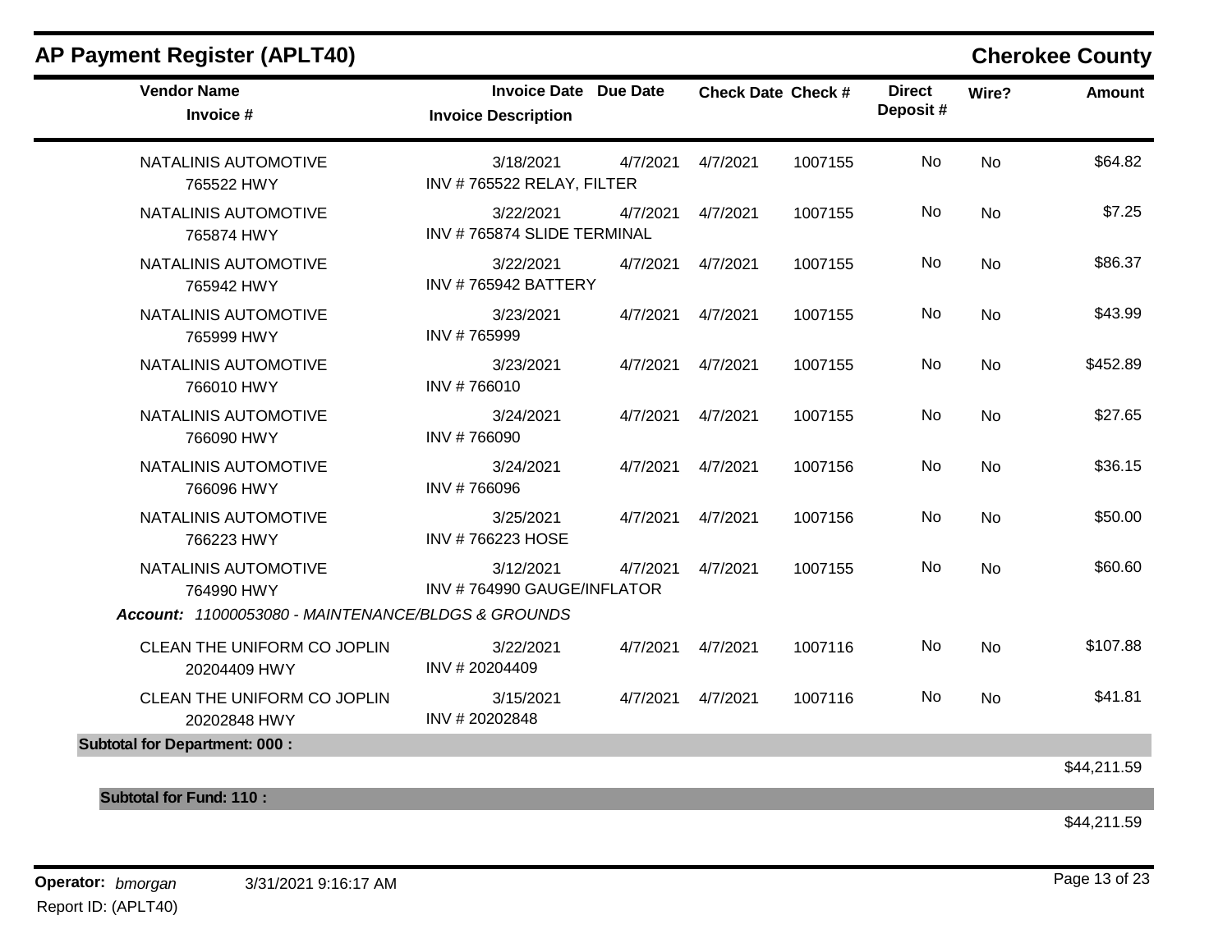# AP Payment Register (APLT40)

## Cherokee County

| Vendor Name / Invoice # | Invoice Date / Invoice Description | Due Date | Check Date | Check # | Direct Deposit # | Wire? | Amount |
|---|---|---|---|---|---|---|---|
| NATALINIS AUTOMOTIVE 765522 HWY | 3/18/2021 INV # 765522 RELAY, FILTER | 4/7/2021 | 4/7/2021 | 1007155 | No | No | $64.82 |
| NATALINIS AUTOMOTIVE 765874 HWY | 3/22/2021 INV # 765874 SLIDE TERMINAL | 4/7/2021 | 4/7/2021 | 1007155 | No | No | $7.25 |
| NATALINIS AUTOMOTIVE 765942 HWY | 3/22/2021 INV # 765942 BATTERY | 4/7/2021 | 4/7/2021 | 1007155 | No | No | $86.37 |
| NATALINIS AUTOMOTIVE 765999 HWY | 3/23/2021 INV # 765999 | 4/7/2021 | 4/7/2021 | 1007155 | No | No | $43.99 |
| NATALINIS AUTOMOTIVE 766010 HWY | 3/23/2021 INV # 766010 | 4/7/2021 | 4/7/2021 | 1007155 | No | No | $452.89 |
| NATALINIS AUTOMOTIVE 766090 HWY | 3/24/2021 INV # 766090 | 4/7/2021 | 4/7/2021 | 1007155 | No | No | $27.65 |
| NATALINIS AUTOMOTIVE 766096 HWY | 3/24/2021 INV # 766096 | 4/7/2021 | 4/7/2021 | 1007156 | No | No | $36.15 |
| NATALINIS AUTOMOTIVE 766223 HWY | 3/25/2021 INV # 766223 HOSE | 4/7/2021 | 4/7/2021 | 1007156 | No | No | $50.00 |
| NATALINIS AUTOMOTIVE 764990 HWY | 3/12/2021 INV # 764990 GAUGE/INFLATOR | 4/7/2021 | 4/7/2021 | 1007155 | No | No | $60.60 |
| ***Account:** 11000053080 - MAINTENANCE/BLDGS & GROUNDS* | | | | | | | |
| CLEAN THE UNIFORM CO JOPLIN 20204409 HWY | 3/22/2021 INV # 20204409 | 4/7/2021 | 4/7/2021 | 1007116 | No | No | $107.88 |
| CLEAN THE UNIFORM CO JOPLIN 20202848 HWY | 3/15/2021 INV # 20202848 | 4/7/2021 | 4/7/2021 | 1007116 | No | No | $41.81 |
| **Subtotal for Department: 000 :** | | | | | | | $44,211.59 |
| **Subtotal for Fund: 110 :** | | | | | | | $44,211.59 |

**Operator:** *bmorgan* 3/31/2021 9:16:17 AM
Report ID: (APLT40)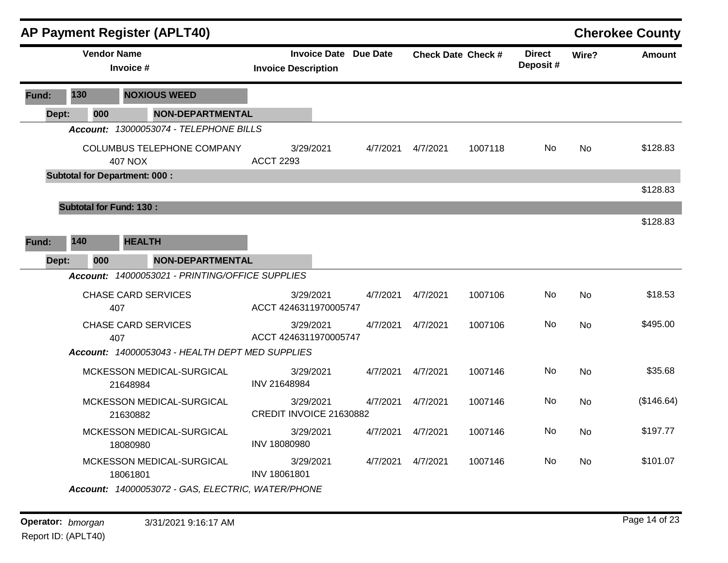# AP Payment Register (APLT40)

## Cherokee County

| Vendor Name / Invoice # | Invoice Date / Invoice Description | Due Date | Check Date | Check # | Direct Deposit # | Wire? | Amount |
|---|---|---|---|---|---|---|---|
| **Fund: 130 NOXIOUS WEED** | | | | | | | |
| **Dept: 000 NON-DEPARTMENTAL** | | | | | | | |
| ***Account: 13000053074 - TELEPHONE BILLS*** | | | | | | | |
| COLUMBUS TELEPHONE COMPANY 407 NOX | 3/29/2021 ACCT 2293 | 4/7/2021 | 4/7/2021 | 1007118 | No | No | $128.83 |
| **Subtotal for Department: 000 :** | | | | | | | $128.83 |
| **Subtotal for Fund: 130 :** | | | | | | | $128.83 |
| **Fund: 140 HEALTH** | | | | | | | |
| **Dept: 000 NON-DEPARTMENTAL** | | | | | | | |
| ***Account: 14000053021 - PRINTING/OFFICE SUPPLIES*** | | | | | | | |
| CHASE CARD SERVICES 407 | 3/29/2021 ACCT 4246311970005747 | 4/7/2021 | 4/7/2021 | 1007106 | No | No | $18.53 |
| CHASE CARD SERVICES 407 | 3/29/2021 ACCT 4246311970005747 | 4/7/2021 | 4/7/2021 | 1007106 | No | No | $495.00 |
| ***Account: 14000053043 - HEALTH DEPT MED SUPPLIES*** | | | | | | | |
| MCKESSON MEDICAL-SURGICAL 21648984 | 3/29/2021 INV 21648984 | 4/7/2021 | 4/7/2021 | 1007146 | No | No | $35.68 |
| MCKESSON MEDICAL-SURGICAL 21630882 | 3/29/2021 CREDIT INVOICE 21630882 | 4/7/2021 | 4/7/2021 | 1007146 | No | No | ($146.64) |
| MCKESSON MEDICAL-SURGICAL 18080980 | 3/29/2021 INV 18080980 | 4/7/2021 | 4/7/2021 | 1007146 | No | No | $197.77 |
| MCKESSON MEDICAL-SURGICAL 18061801 | 3/29/2021 INV 18061801 | 4/7/2021 | 4/7/2021 | 1007146 | No | No | $101.07 |
| ***Account: 14000053072 - GAS, ELECTRIC, WATER/PHONE*** | | | | | | | |

**Operator:** *bmorgan* 3/31/2021 9:16:17 AM

Report ID: (APLT40)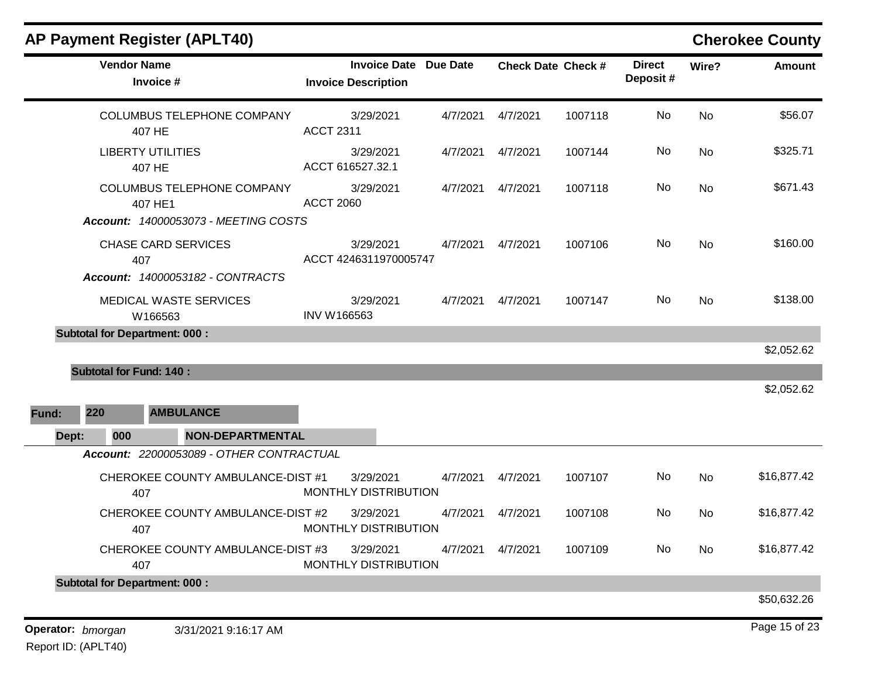## AP Payment Register (APLT40)

**Cherokee County**

| Vendor Name / Invoice # | Invoice Date / Invoice Description | Due Date | Check Date | Check # | Direct Deposit # | Wire? | Amount |
|---|---|---|---|---|---|---|---|
| COLUMBUS TELEPHONE COMPANY<br>407 HE | 3/29/2021<br>ACCT 2311 | 4/7/2021 | 4/7/2021 | 1007118 | No | No | $56.07 |
| LIBERTY UTILITIES<br>407 HE | 3/29/2021<br>ACCT 616527.32.1 | 4/7/2021 | 4/7/2021 | 1007144 | No | No | $325.71 |
| COLUMBUS TELEPHONE COMPANY<br>407 HE1 | 3/29/2021<br>ACCT 2060 | 4/7/2021 | 4/7/2021 | 1007118 | No | No | $671.43 |
| ***Account: 14000053073 - MEETING COSTS*** | | | | | | | |
| CHASE CARD SERVICES<br>407 | 3/29/2021<br>ACCT 4246311970005747 | 4/7/2021 | 4/7/2021 | 1007106 | No | No | $160.00 |
| ***Account: 14000053182 - CONTRACTS*** | | | | | | | |
| MEDICAL WASTE SERVICES<br>W166563 | 3/29/2021<br>INV W166563 | 4/7/2021 | 4/7/2021 | 1007147 | No | No | $138.00 |
| **Subtotal for Department: 000 :** | | | | | | | $2,052.62 |
| **Subtotal for Fund: 140 :** | | | | | | | $2,052.62 |

**Fund: 220 AMBULANCE**

**Dept: 000 NON-DEPARTMENTAL**

| Vendor Name / Invoice # | Invoice Date / Invoice Description | Due Date | Check Date | Check # | Direct Deposit # | Wire? | Amount |
|---|---|---|---|---|---|---|---|
| ***Account: 22000053089 - OTHER CONTRACTUAL*** | | | | | | | |
| CHEROKEE COUNTY AMBULANCE-DIST #1<br>407 | 3/29/2021<br>MONTHLY DISTRIBUTION | 4/7/2021 | 4/7/2021 | 1007107 | No | No | $16,877.42 |
| CHEROKEE COUNTY AMBULANCE-DIST #2<br>407 | 3/29/2021<br>MONTHLY DISTRIBUTION | 4/7/2021 | 4/7/2021 | 1007108 | No | No | $16,877.42 |
| CHEROKEE COUNTY AMBULANCE-DIST #3<br>407 | 3/29/2021<br>MONTHLY DISTRIBUTION | 4/7/2021 | 4/7/2021 | 1007109 | No | No | $16,877.42 |
| **Subtotal for Department: 000 :** | | | | | | | $50,632.26 |

**Operator:** *bmorgan* 3/31/2021 9:16:17 AM

Report ID: (APLT40)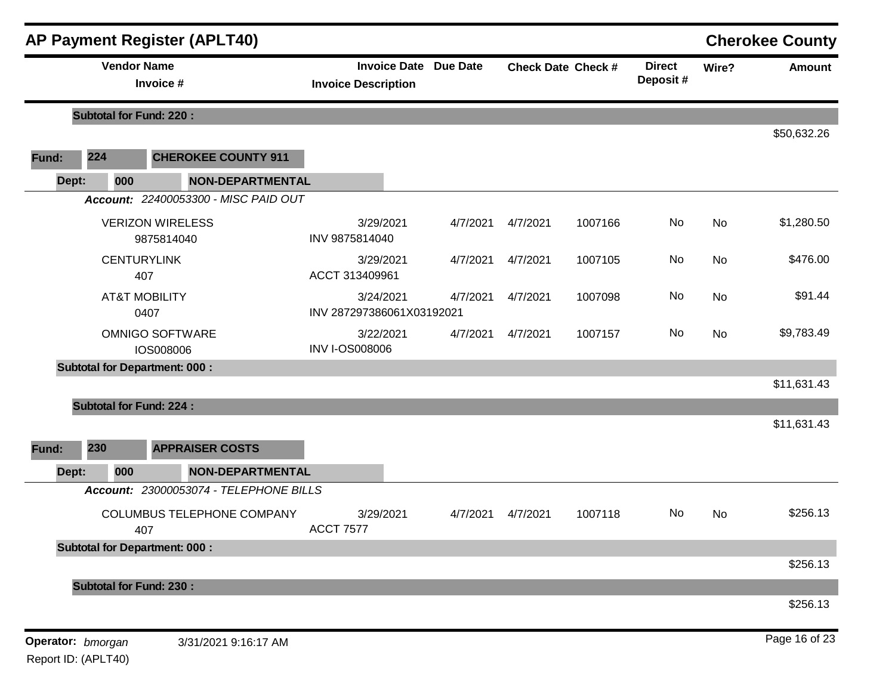## AP Payment Register (APLT40)

**Cherokee County**

| Vendor Name / Invoice # | Invoice Date / Invoice Description | Due Date | Check Date | Check # | Direct Deposit # | Wire? | Amount |
|---|---|---|---|---|---|---|---|
| **Subtotal for Fund: 220 :** | | | | | | | $50,632.26 |
| **Fund: 224 CHEROKEE COUNTY 911** | | | | | | | |
| **Dept: 000 NON-DEPARTMENTAL** | | | | | | | |
| ***Account: 22400053300 - MISC PAID OUT*** | | | | | | | |
| VERIZON WIRELESS<br>9875814040 | 3/29/2021<br>INV 9875814040 | 4/7/2021 | 4/7/2021 | 1007166 | No | No | $1,280.50 |
| CENTURYLINK<br>407 | 3/29/2021<br>ACCT 313409961 | 4/7/2021 | 4/7/2021 | 1007105 | No | No | $476.00 |
| AT&T MOBILITY<br>0407 | 3/24/2021<br>INV 287297386061X03192021 | 4/7/2021 | 4/7/2021 | 1007098 | No | No | $91.44 |
| OMNIGO SOFTWARE<br>IOS008006 | 3/22/2021<br>INV I-OS008006 | 4/7/2021 | 4/7/2021 | 1007157 | No | No | $9,783.49 |
| **Subtotal for Department: 000 :** | | | | | | | $11,631.43 |
| **Subtotal for Fund: 224 :** | | | | | | | $11,631.43 |
| **Fund: 230 APPRAISER COSTS** | | | | | | | |
| **Dept: 000 NON-DEPARTMENTAL** | | | | | | | |
| ***Account: 23000053074 - TELEPHONE BILLS*** | | | | | | | |
| COLUMBUS TELEPHONE COMPANY<br>407 | 3/29/2021<br>ACCT 7577 | 4/7/2021 | 4/7/2021 | 1007118 | No | No | $256.13 |
| **Subtotal for Department: 000 :** | | | | | | | $256.13 |
| **Subtotal for Fund: 230 :** | | | | | | | $256.13 |

**Operator:** *bmorgan* 3/31/2021 9:16:17 AM

Report ID: (APLT40)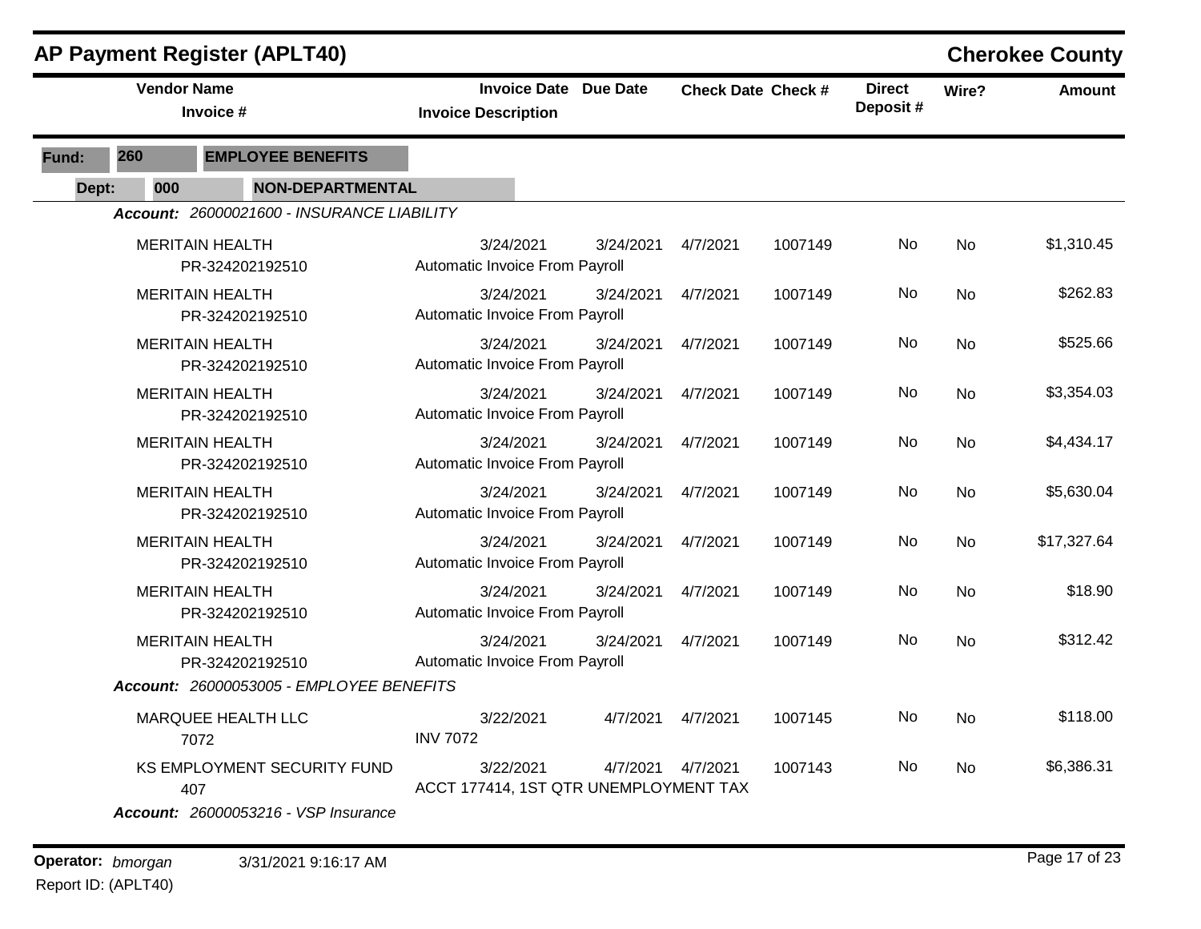## AP Payment Register (APLT40)

**Cherokee County**

| Vendor Name / Invoice # | Invoice Date / Invoice Description | Due Date | Check Date | Check # | Direct Deposit # | Wire? | Amount |
|---|---|---|---|---|---|---|---|

**Fund:** 260 **EMPLOYEE BENEFITS**

**Dept:** 000 **NON-DEPARTMENTAL**

***Account:*** *26000021600 - INSURANCE LIABILITY*

| Vendor Name / Invoice # | Invoice Date / Invoice Description | Due Date | Check Date | Check # | Direct Deposit # | Wire? | Amount |
|---|---|---|---|---|---|---|---|
| MERITAIN HEALTH<br>PR-324202192510 | 3/24/2021<br>Automatic Invoice From Payroll | 3/24/2021 | 4/7/2021 | 1007149 | No | No | $1,310.45 |
| MERITAIN HEALTH<br>PR-324202192510 | 3/24/2021<br>Automatic Invoice From Payroll | 3/24/2021 | 4/7/2021 | 1007149 | No | No | $262.83 |
| MERITAIN HEALTH<br>PR-324202192510 | 3/24/2021<br>Automatic Invoice From Payroll | 3/24/2021 | 4/7/2021 | 1007149 | No | No | $525.66 |
| MERITAIN HEALTH<br>PR-324202192510 | 3/24/2021<br>Automatic Invoice From Payroll | 3/24/2021 | 4/7/2021 | 1007149 | No | No | $3,354.03 |
| MERITAIN HEALTH<br>PR-324202192510 | 3/24/2021<br>Automatic Invoice From Payroll | 3/24/2021 | 4/7/2021 | 1007149 | No | No | $4,434.17 |
| MERITAIN HEALTH<br>PR-324202192510 | 3/24/2021<br>Automatic Invoice From Payroll | 3/24/2021 | 4/7/2021 | 1007149 | No | No | $5,630.04 |
| MERITAIN HEALTH<br>PR-324202192510 | 3/24/2021<br>Automatic Invoice From Payroll | 3/24/2021 | 4/7/2021 | 1007149 | No | No | $17,327.64 |
| MERITAIN HEALTH<br>PR-324202192510 | 3/24/2021<br>Automatic Invoice From Payroll | 3/24/2021 | 4/7/2021 | 1007149 | No | No | $18.90 |
| MERITAIN HEALTH<br>PR-324202192510 | 3/24/2021<br>Automatic Invoice From Payroll | 3/24/2021 | 4/7/2021 | 1007149 | No | No | $312.42 |

***Account:*** *26000053005 - EMPLOYEE BENEFITS*

| Vendor Name / Invoice # | Invoice Date / Invoice Description | Due Date | Check Date | Check # | Direct Deposit # | Wire? | Amount |
|---|---|---|---|---|---|---|---|
| MARQUEE HEALTH LLC<br>7072 | 3/22/2021<br>INV 7072 | 4/7/2021 | 4/7/2021 | 1007145 | No | No | $118.00 |
| KS EMPLOYMENT SECURITY FUND<br>407 | 3/22/2021<br>ACCT 177414, 1ST QTR UNEMPLOYMENT TAX | 4/7/2021 | 4/7/2021 | 1007143 | No | No | $6,386.31 |

***Account:*** *26000053216 - VSP Insurance*

**Operator:** *bmorgan* 3/31/2021 9:16:17 AM

Report ID: (APLT40)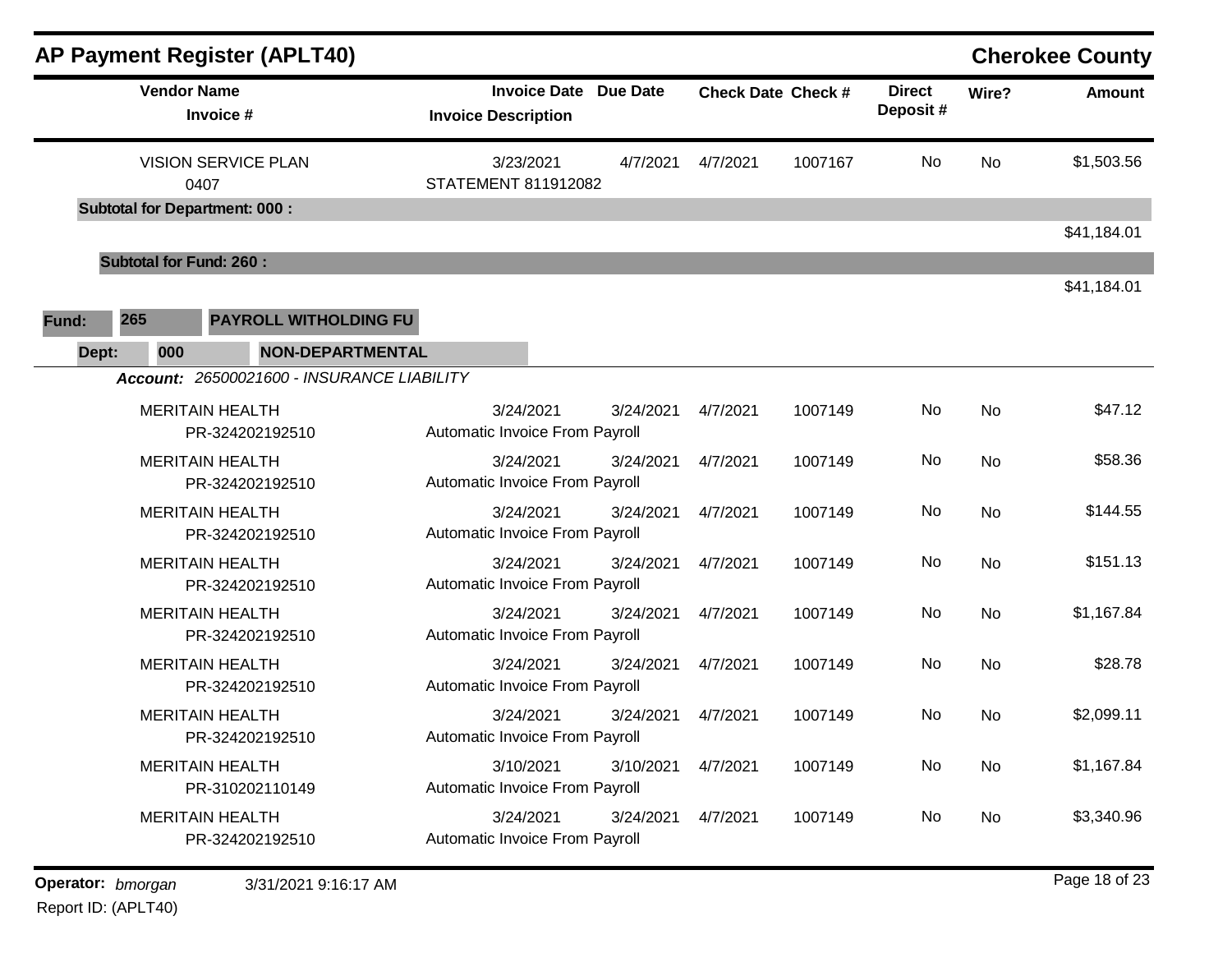## AP Payment Register (APLT40)

**Cherokee County**

| Vendor Name / Invoice # | Invoice Date / Invoice Description | Due Date | Check Date | Check # | Direct Deposit # | Wire? | Amount |
|---|---|---|---|---|---|---|---|
| VISION SERVICE PLAN 0407 | 3/23/2021 STATEMENT 811912082 | 4/7/2021 | 4/7/2021 | 1007167 | No | No | $1,503.56 |
| **Subtotal for Department: 000 :** | | | | | | | $41,184.01 |
| **Subtotal for Fund: 260 :** | | | | | | | $41,184.01 |

**Fund:** 265 **PAYROLL WITHOLDING FU**

**Dept:** 000 **NON-DEPARTMENTAL**

***Account:*** *26500021600 - INSURANCE LIABILITY*

| Vendor Name / Invoice # | Invoice Date / Invoice Description | Due Date | Check Date | Check # | Direct Deposit # | Wire? | Amount |
|---|---|---|---|---|---|---|---|
| MERITAIN HEALTH PR-324202192510 | 3/24/2021 Automatic Invoice From Payroll | 3/24/2021 | 4/7/2021 | 1007149 | No | No | $47.12 |
| MERITAIN HEALTH PR-324202192510 | 3/24/2021 Automatic Invoice From Payroll | 3/24/2021 | 4/7/2021 | 1007149 | No | No | $58.36 |
| MERITAIN HEALTH PR-324202192510 | 3/24/2021 Automatic Invoice From Payroll | 3/24/2021 | 4/7/2021 | 1007149 | No | No | $144.55 |
| MERITAIN HEALTH PR-324202192510 | 3/24/2021 Automatic Invoice From Payroll | 3/24/2021 | 4/7/2021 | 1007149 | No | No | $151.13 |
| MERITAIN HEALTH PR-324202192510 | 3/24/2021 Automatic Invoice From Payroll | 3/24/2021 | 4/7/2021 | 1007149 | No | No | $1,167.84 |
| MERITAIN HEALTH PR-324202192510 | 3/24/2021 Automatic Invoice From Payroll | 3/24/2021 | 4/7/2021 | 1007149 | No | No | $28.78 |
| MERITAIN HEALTH PR-324202192510 | 3/24/2021 Automatic Invoice From Payroll | 3/24/2021 | 4/7/2021 | 1007149 | No | No | $2,099.11 |
| MERITAIN HEALTH PR-310202110149 | 3/10/2021 Automatic Invoice From Payroll | 3/10/2021 | 4/7/2021 | 1007149 | No | No | $1,167.84 |
| MERITAIN HEALTH PR-324202192510 | 3/24/2021 Automatic Invoice From Payroll | 3/24/2021 | 4/7/2021 | 1007149 | No | No | $3,340.96 |

**Operator:** *bmorgan* 3/31/2021 9:16:17 AM

Report ID: (APLT40)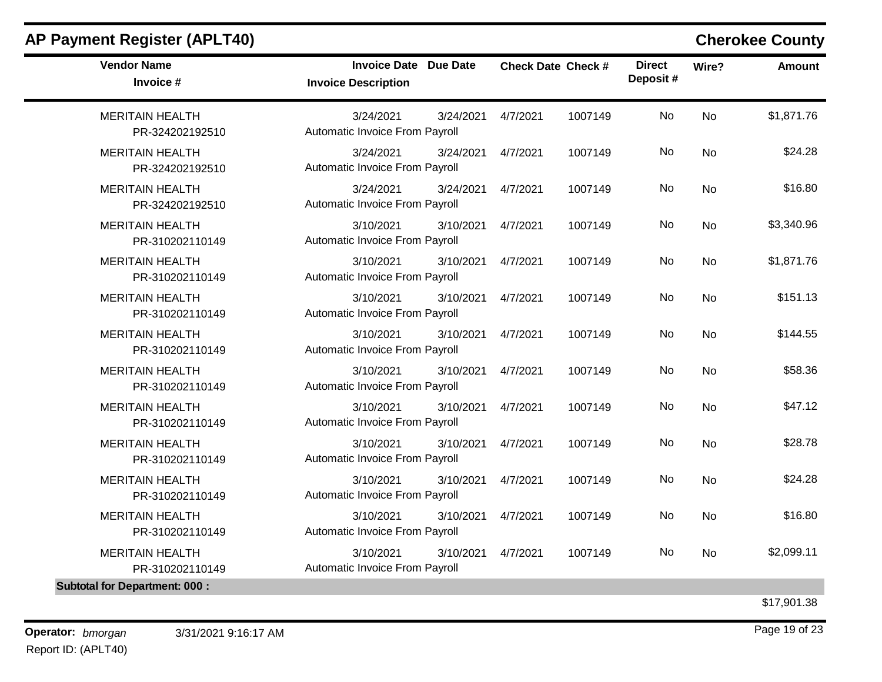## AP Payment Register (APLT40)

**Cherokee County**

| Vendor Name / Invoice # | Invoice Date / Invoice Description | Due Date | Check Date | Check # | Direct Deposit # | Wire? | Amount |
|---|---|---|---|---|---|---|---|
| MERITAIN HEALTH<br>PR-324202192510 | 3/24/2021<br>Automatic Invoice From Payroll | 3/24/2021 | 4/7/2021 | 1007149 | No | No | $1,871.76 |
| MERITAIN HEALTH<br>PR-324202192510 | 3/24/2021<br>Automatic Invoice From Payroll | 3/24/2021 | 4/7/2021 | 1007149 | No | No | $24.28 |
| MERITAIN HEALTH<br>PR-324202192510 | 3/24/2021<br>Automatic Invoice From Payroll | 3/24/2021 | 4/7/2021 | 1007149 | No | No | $16.80 |
| MERITAIN HEALTH<br>PR-310202110149 | 3/10/2021<br>Automatic Invoice From Payroll | 3/10/2021 | 4/7/2021 | 1007149 | No | No | $3,340.96 |
| MERITAIN HEALTH<br>PR-310202110149 | 3/10/2021<br>Automatic Invoice From Payroll | 3/10/2021 | 4/7/2021 | 1007149 | No | No | $1,871.76 |
| MERITAIN HEALTH<br>PR-310202110149 | 3/10/2021<br>Automatic Invoice From Payroll | 3/10/2021 | 4/7/2021 | 1007149 | No | No | $151.13 |
| MERITAIN HEALTH<br>PR-310202110149 | 3/10/2021<br>Automatic Invoice From Payroll | 3/10/2021 | 4/7/2021 | 1007149 | No | No | $144.55 |
| MERITAIN HEALTH<br>PR-310202110149 | 3/10/2021<br>Automatic Invoice From Payroll | 3/10/2021 | 4/7/2021 | 1007149 | No | No | $58.36 |
| MERITAIN HEALTH<br>PR-310202110149 | 3/10/2021<br>Automatic Invoice From Payroll | 3/10/2021 | 4/7/2021 | 1007149 | No | No | $47.12 |
| MERITAIN HEALTH<br>PR-310202110149 | 3/10/2021<br>Automatic Invoice From Payroll | 3/10/2021 | 4/7/2021 | 1007149 | No | No | $28.78 |
| MERITAIN HEALTH<br>PR-310202110149 | 3/10/2021<br>Automatic Invoice From Payroll | 3/10/2021 | 4/7/2021 | 1007149 | No | No | $24.28 |
| MERITAIN HEALTH<br>PR-310202110149 | 3/10/2021<br>Automatic Invoice From Payroll | 3/10/2021 | 4/7/2021 | 1007149 | No | No | $16.80 |
| MERITAIN HEALTH<br>PR-310202110149 | 3/10/2021<br>Automatic Invoice From Payroll | 3/10/2021 | 4/7/2021 | 1007149 | No | No | $2,099.11 |
| **Subtotal for Department: 000 :** | | | | | | | $17,901.38 |

**Operator:** *bmorgan* 3/31/2021 9:16:17 AM

Report ID: (APLT40)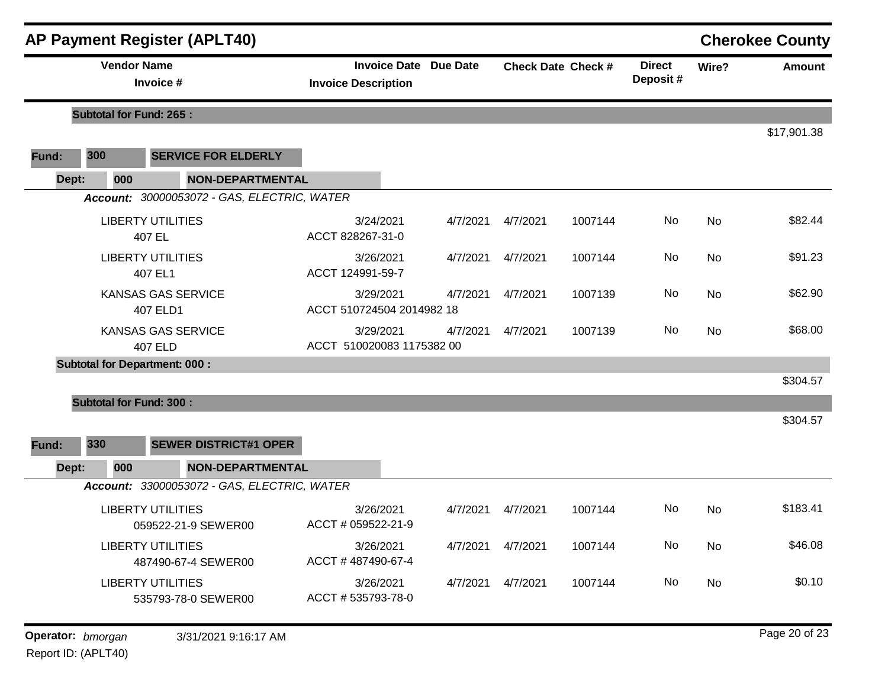# AP Payment Register (APLT40)

**Cherokee County**

| Vendor Name / Invoice # | Invoice Date / Invoice Description | Due Date | Check Date | Check # | Direct Deposit # | Wire? | Amount |
|---|---|---|---|---|---|---|---|
| **Subtotal for Fund: 265 :** | | | | | | | $17,901.38 |

**Fund: 300 SERVICE FOR ELDERLY**

**Dept: 000 NON-DEPARTMENTAL**

***Account:*** *30000053072 - GAS, ELECTRIC, WATER*

| Vendor Name / Invoice # | Invoice Date / Invoice Description | Due Date | Check Date | Check # | Direct Deposit # | Wire? | Amount |
|---|---|---|---|---|---|---|---|
| LIBERTY UTILITIES<br>407 EL | 3/24/2021<br>ACCT 828267-31-0 | 4/7/2021 | 4/7/2021 | 1007144 | No | No | $82.44 |
| LIBERTY UTILITIES<br>407 EL1 | 3/26/2021<br>ACCT 124991-59-7 | 4/7/2021 | 4/7/2021 | 1007144 | No | No | $91.23 |
| KANSAS GAS SERVICE<br>407 ELD1 | 3/29/2021<br>ACCT 510724504 2014982 18 | 4/7/2021 | 4/7/2021 | 1007139 | No | No | $62.90 |
| KANSAS GAS SERVICE<br>407 ELD | 3/29/2021<br>ACCT 510020083 1175382 00 | 4/7/2021 | 4/7/2021 | 1007139 | No | No | $68.00 |
| **Subtotal for Department: 000 :** | | | | | | | $304.57 |
| **Subtotal for Fund: 300 :** | | | | | | | $304.57 |

**Fund: 330 SEWER DISTRICT#1 OPER**

**Dept: 000 NON-DEPARTMENTAL**

***Account:*** *33000053072 - GAS, ELECTRIC, WATER*

| Vendor Name / Invoice # | Invoice Date / Invoice Description | Due Date | Check Date | Check # | Direct Deposit # | Wire? | Amount |
|---|---|---|---|---|---|---|---|
| LIBERTY UTILITIES<br>059522-21-9 SEWER00 | 3/26/2021<br>ACCT # 059522-21-9 | 4/7/2021 | 4/7/2021 | 1007144 | No | No | $183.41 |
| LIBERTY UTILITIES<br>487490-67-4 SEWER00 | 3/26/2021<br>ACCT # 487490-67-4 | 4/7/2021 | 4/7/2021 | 1007144 | No | No | $46.08 |
| LIBERTY UTILITIES<br>535793-78-0 SEWER00 | 3/26/2021<br>ACCT # 535793-78-0 | 4/7/2021 | 4/7/2021 | 1007144 | No | No | $0.10 |

**Operator:** *bmorgan* 3/31/2021 9:16:17 AM

Report ID: (APLT40)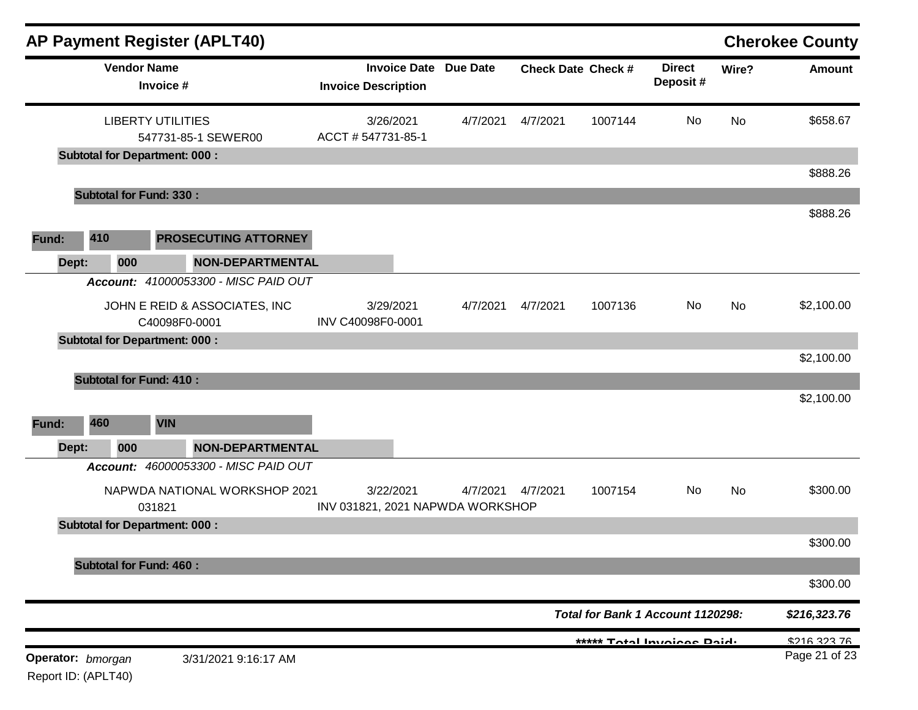# AP Payment Register (APLT40)

**Cherokee County**

| Vendor Name / Invoice # | Invoice Date / Invoice Description | Due Date | Check Date | Check # | Direct Deposit # | Wire? | Amount |
|---|---|---|---|---|---|---|---|
| LIBERTY UTILITIES<br>547731-85-1 SEWER00 | 3/26/2021<br>ACCT # 547731-85-1 | 4/7/2021 | 4/7/2021 | 1007144 | No | No | $658.67 |
| **Subtotal for Department: 000 :** | | | | | | | $888.26 |
| **Subtotal for Fund: 330 :** | | | | | | | $888.26 |

**Fund: 410 PROSECUTING ATTORNEY**

**Dept: 000 NON-DEPARTMENTAL**

***Account:*** *41000053300 - MISC PAID OUT*

| Vendor Name / Invoice # | Invoice Date / Invoice Description | Due Date | Check Date | Check # | Direct Deposit # | Wire? | Amount |
|---|---|---|---|---|---|---|---|
| JOHN E REID & ASSOCIATES, INC<br>C40098F0-0001 | 3/29/2021<br>INV C40098F0-0001 | 4/7/2021 | 4/7/2021 | 1007136 | No | No | $2,100.00 |
| **Subtotal for Department: 000 :** | | | | | | | $2,100.00 |
| **Subtotal for Fund: 410 :** | | | | | | | $2,100.00 |

**Fund: 460 VIN**

**Dept: 000 NON-DEPARTMENTAL**

***Account:*** *46000053300 - MISC PAID OUT*

| Vendor Name / Invoice # | Invoice Date / Invoice Description | Due Date | Check Date | Check # | Direct Deposit # | Wire? | Amount |
|---|---|---|---|---|---|---|---|
| NAPWDA NATIONAL WORKSHOP 2021<br>031821 | 3/22/2021<br>INV 031821, 2021 NAPWDA WORKSHOP | 4/7/2021 | 4/7/2021 | 1007154 | No | No | $300.00 |
| **Subtotal for Department: 000 :** | | | | | | | $300.00 |
| **Subtotal for Fund: 460 :** | | | | | | | $300.00 |

***Total for Bank 1 Account 1120298:*** ***$216,323.76***

***\*\*\*\*\* Total Invoices Paid:*** $216,323.76

**Operator:** *bmorgan* 3/31/2021 9:16:17 AM

Report ID: (APLT40)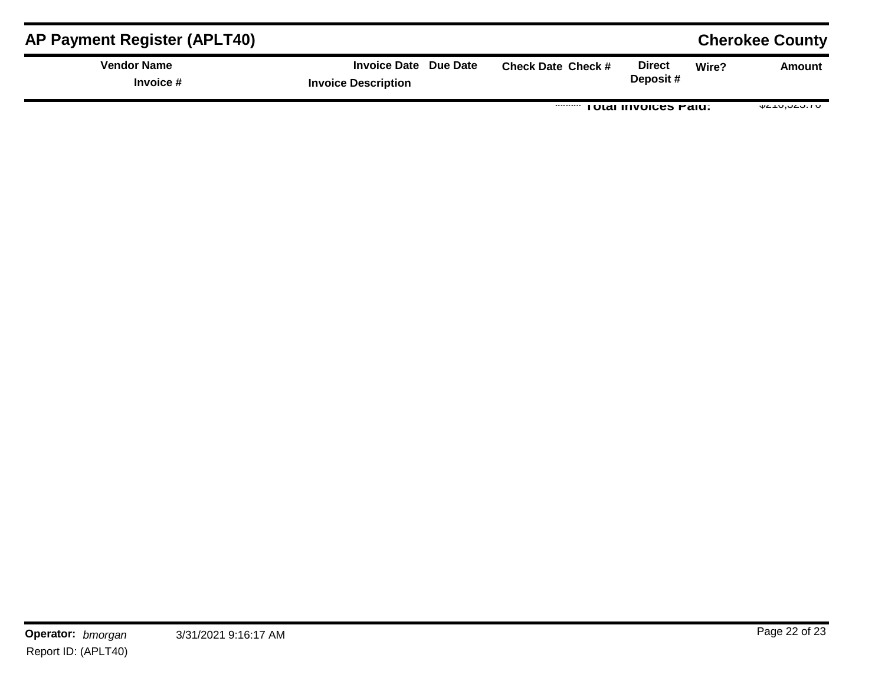| Vendor Name<br>Invoice # | Invoice Date<br>Invoice Description | Due Date | Check Date | Check # | Direct Deposit # | Wire? | Amount |
|---|---|---|---|---|---|---|---|
| | | | | Total Invoices Paid: | | | $210,323.76 |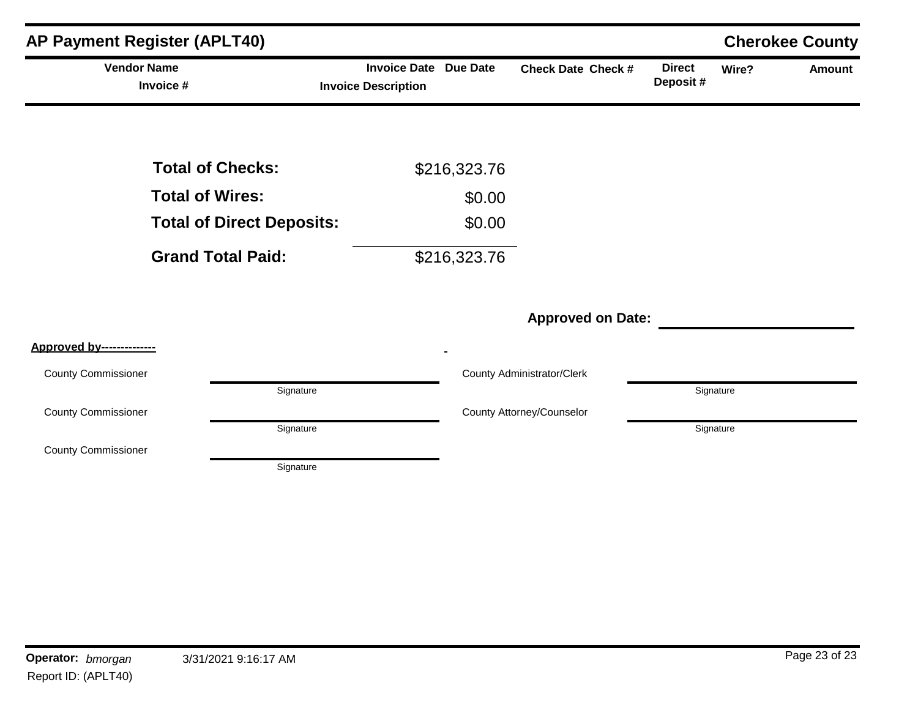## AP Payment Register (APLT40)

**Cherokee County**

| Vendor Name / Invoice # | Invoice Date / Invoice Description | Due Date | Check Date | Check # | Direct Deposit # | Wire? | Amount |
|---|---|---|---|---|---|---|---|

| | |
|---|---|
| **Total of Checks:** | $216,323.76 |
| **Total of Wires:** | $0.00 |
| **Total of Direct Deposits:** | $0.00 |
| **Grand Total Paid:** | $216,323.76 |

**Approved on Date:** ____________________

**Approved by-------------**

County Commissioner ____________________ Signature

County Administrator/Clerk ____________________ Signature

County Commissioner ____________________ Signature

County Attorney/Counselor ____________________ Signature

County Commissioner ____________________ Signature

**Operator:** *bmorgan* 3/31/2021 9:16:17 AM

Report ID: (APLT40)